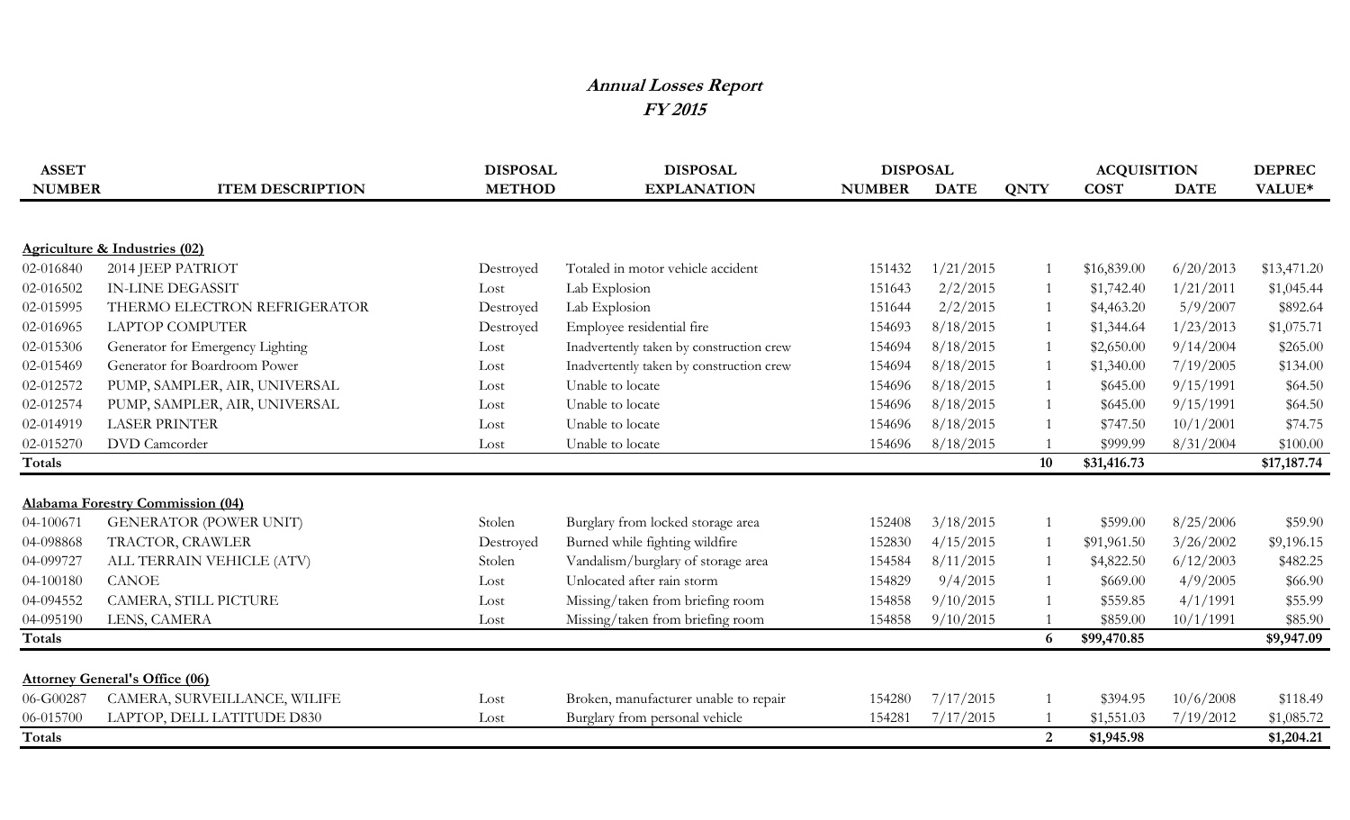# *Annual Losses Report*
## *FY 2015*

| ASSET NUMBER | ITEM DESCRIPTION | DISPOSAL METHOD | DISPOSAL EXPLANATION | DISPOSAL NUMBER | DISPOSAL DATE | QNTY | ACQUISITION COST | ACQUISITION DATE | DEPREC VALUE* |
|---|---|---|---|---|---|---|---|---|---|
| **Agriculture & Industries (02)** | | | | | | | | | |
| 02-016840 | 2014 JEEP PATRIOT | Destroyed | Totaled in motor vehicle accident | 151432 | 1/21/2015 | 1 | $16,839.00 | 6/20/2013 | $13,471.20 |
| 02-016502 | IN-LINE DEGASSIT | Lost | Lab Explosion | 151643 | 2/2/2015 | 1 | $1,742.40 | 1/21/2011 | $1,045.44 |
| 02-015995 | THERMO ELECTRON REFRIGERATOR | Destroyed | Lab Explosion | 151644 | 2/2/2015 | 1 | $4,463.20 | 5/9/2007 | $892.64 |
| 02-016965 | LAPTOP COMPUTER | Destroyed | Employee residential fire | 154693 | 8/18/2015 | 1 | $1,344.64 | 1/23/2013 | $1,075.71 |
| 02-015306 | Generator for Emergency Lighting | Lost | Inadvertently taken by construction crew | 154694 | 8/18/2015 | 1 | $2,650.00 | 9/14/2004 | $265.00 |
| 02-015469 | Generator for Boardroom Power | Lost | Inadvertently taken by construction crew | 154694 | 8/18/2015 | 1 | $1,340.00 | 7/19/2005 | $134.00 |
| 02-012572 | PUMP, SAMPLER, AIR, UNIVERSAL | Lost | Unable to locate | 154696 | 8/18/2015 | 1 | $645.00 | 9/15/1991 | $64.50 |
| 02-012574 | PUMP, SAMPLER, AIR, UNIVERSAL | Lost | Unable to locate | 154696 | 8/18/2015 | 1 | $645.00 | 9/15/1991 | $64.50 |
| 02-014919 | LASER PRINTER | Lost | Unable to locate | 154696 | 8/18/2015 | 1 | $747.50 | 10/1/2001 | $74.75 |
| 02-015270 | DVD Camcorder | Lost | Unable to locate | 154696 | 8/18/2015 | 1 | $999.99 | 8/31/2004 | $100.00 |
| **Totals** | | | | | | **10** | **$31,416.73** | | **$17,187.74** |
| **Alabama Forestry Commission (04)** | | | | | | | | | |
| 04-100671 | GENERATOR (POWER UNIT) | Stolen | Burglary from locked storage area | 152408 | 3/18/2015 | 1 | $599.00 | 8/25/2006 | $59.90 |
| 04-098868 | TRACTOR, CRAWLER | Destroyed | Burned while fighting wildfire | 152830 | 4/15/2015 | 1 | $91,961.50 | 3/26/2002 | $9,196.15 |
| 04-099727 | ALL TERRAIN VEHICLE (ATV) | Stolen | Vandalism/burglary of storage area | 154584 | 8/11/2015 | 1 | $4,822.50 | 6/12/2003 | $482.25 |
| 04-100180 | CANOE | Lost | Unlocated after rain storm | 154829 | 9/4/2015 | 1 | $669.00 | 4/9/2005 | $66.90 |
| 04-094552 | CAMERA, STILL PICTURE | Lost | Missing/taken from briefing room | 154858 | 9/10/2015 | 1 | $559.85 | 4/1/1991 | $55.99 |
| 04-095190 | LENS, CAMERA | Lost | Missing/taken from briefing room | 154858 | 9/10/2015 | 1 | $859.00 | 10/1/1991 | $85.90 |
| **Totals** | | | | | | **6** | **$99,470.85** | | **$9,947.09** |
| **Attorney General's Office (06)** | | | | | | | | | |
| 06-G00287 | CAMERA, SURVEILLANCE, WILIFE | Lost | Broken, manufacturer unable to repair | 154280 | 7/17/2015 | 1 | $394.95 | 10/6/2008 | $118.49 |
| 06-015700 | LAPTOP, DELL LATITUDE D830 | Lost | Burglary from personal vehicle | 154281 | 7/17/2015 | 1 | $1,551.03 | 7/19/2012 | $1,085.72 |
| **Totals** | | | | | | **2** | **$1,945.98** | | **$1,204.21** |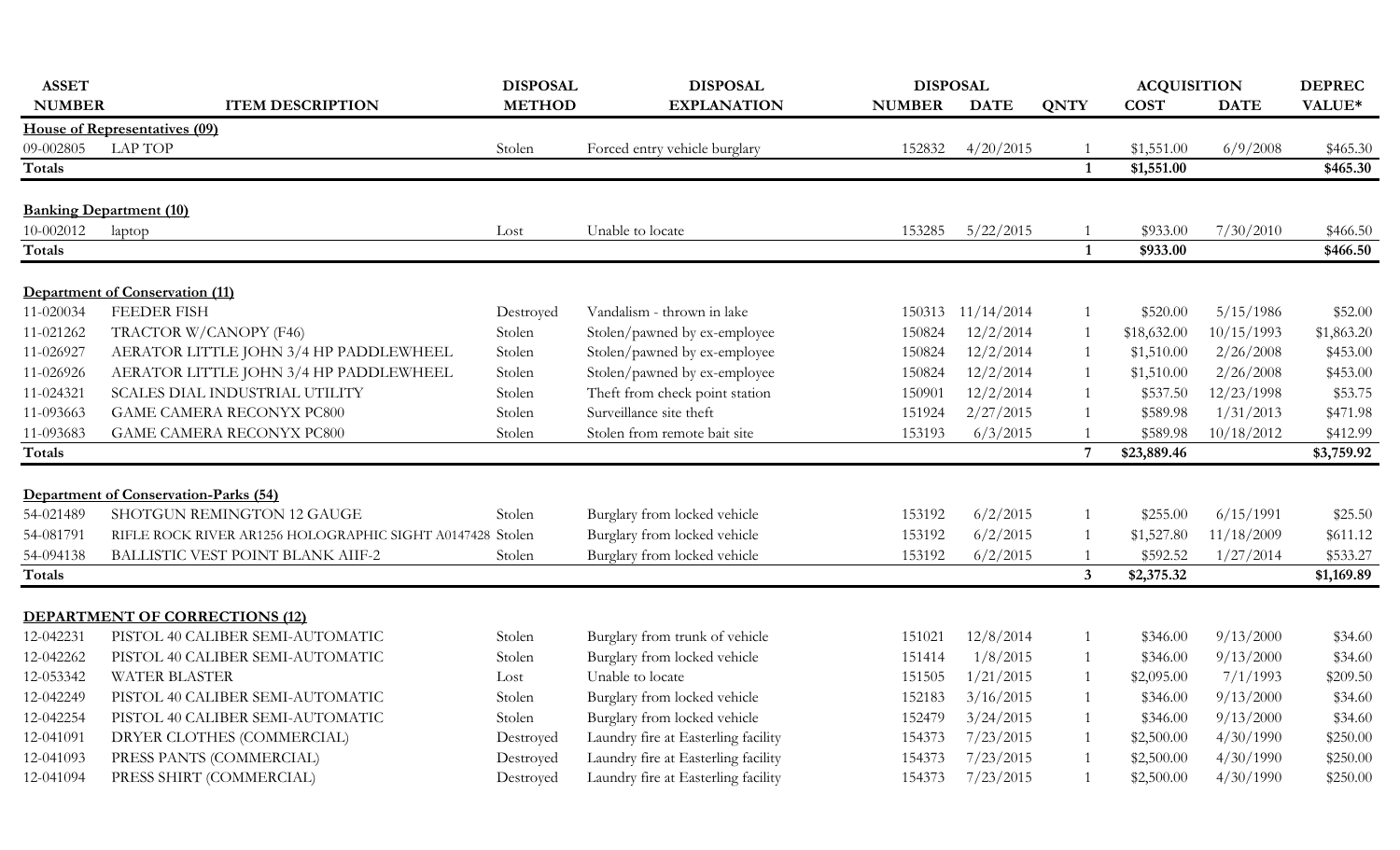| ASSET NUMBER | ITEM DESCRIPTION | DISPOSAL METHOD | DISPOSAL EXPLANATION | DISPOSAL NUMBER | DISPOSAL DATE | QNTY | ACQUISITION COST | ACQUISITION DATE | DEPREC VALUE* |
|---|---|---|---|---|---|---|---|---|---|
| **House of Representatives (09)** | | | | | | | | | |
| 09-002805 | LAP TOP | Stolen | Forced entry vehicle burglary | 152832 | 4/20/2015 | 1 | $1,551.00 | 6/9/2008 | $465.30 |
| **Totals** | | | | | | **1** | **$1,551.00** | | **$465.30** |
| **Banking Department (10)** | | | | | | | | | |
| 10-002012 | laptop | Lost | Unable to locate | 153285 | 5/22/2015 | 1 | $933.00 | 7/30/2010 | $466.50 |
| **Totals** | | | | | | **1** | **$933.00** | | **$466.50** |
| **Department of Conservation (11)** | | | | | | | | | |
| 11-020034 | FEEDER FISH | Destroyed | Vandalism - thrown in lake | 150313 | 11/14/2014 | 1 | $520.00 | 5/15/1986 | $52.00 |
| 11-021262 | TRACTOR W/CANOPY (F46) | Stolen | Stolen/pawned by ex-employee | 150824 | 12/2/2014 | 1 | $18,632.00 | 10/15/1993 | $1,863.20 |
| 11-026927 | AERATOR LITTLE JOHN 3/4 HP PADDLEWHEEL | Stolen | Stolen/pawned by ex-employee | 150824 | 12/2/2014 | 1 | $1,510.00 | 2/26/2008 | $453.00 |
| 11-026926 | AERATOR LITTLE JOHN 3/4 HP PADDLEWHEEL | Stolen | Stolen/pawned by ex-employee | 150824 | 12/2/2014 | 1 | $1,510.00 | 2/26/2008 | $453.00 |
| 11-024321 | SCALES DIAL INDUSTRIAL UTILITY | Stolen | Theft from check point station | 150901 | 12/2/2014 | 1 | $537.50 | 12/23/1998 | $53.75 |
| 11-093663 | GAME CAMERA RECONYX PC800 | Stolen | Surveillance site theft | 151924 | 2/27/2015 | 1 | $589.98 | 1/31/2013 | $471.98 |
| 11-093683 | GAME CAMERA RECONYX PC800 | Stolen | Stolen from remote bait site | 153193 | 6/3/2015 | 1 | $589.98 | 10/18/2012 | $412.99 |
| **Totals** | | | | | | **7** | **$23,889.46** | | **$3,759.92** |
| **Department of Conservation-Parks (54)** | | | | | | | | | |
| 54-021489 | SHOTGUN REMINGTON 12 GAUGE | Stolen | Burglary from locked vehicle | 153192 | 6/2/2015 | 1 | $255.00 | 6/15/1991 | $25.50 |
| 54-081791 | RIFLE ROCK RIVER AR1256 HOLOGRAPHIC SIGHT A0147428 | Stolen | Burglary from locked vehicle | 153192 | 6/2/2015 | 1 | $1,527.80 | 11/18/2009 | $611.12 |
| 54-094138 | BALLISTIC VEST POINT BLANK AIIF-2 | Stolen | Burglary from locked vehicle | 153192 | 6/2/2015 | 1 | $592.52 | 1/27/2014 | $533.27 |
| **Totals** | | | | | | **3** | **$2,375.32** | | **$1,169.89** |
| **DEPARTMENT OF CORRECTIONS (12)** | | | | | | | | | |
| 12-042231 | PISTOL 40 CALIBER SEMI-AUTOMATIC | Stolen | Burglary from trunk of vehicle | 151021 | 12/8/2014 | 1 | $346.00 | 9/13/2000 | $34.60 |
| 12-042262 | PISTOL 40 CALIBER SEMI-AUTOMATIC | Stolen | Burglary from locked vehicle | 151414 | 1/8/2015 | 1 | $346.00 | 9/13/2000 | $34.60 |
| 12-053342 | WATER BLASTER | Lost | Unable to locate | 151505 | 1/21/2015 | 1 | $2,095.00 | 7/1/1993 | $209.50 |
| 12-042249 | PISTOL 40 CALIBER SEMI-AUTOMATIC | Stolen | Burglary from locked vehicle | 152183 | 3/16/2015 | 1 | $346.00 | 9/13/2000 | $34.60 |
| 12-042254 | PISTOL 40 CALIBER SEMI-AUTOMATIC | Stolen | Burglary from locked vehicle | 152479 | 3/24/2015 | 1 | $346.00 | 9/13/2000 | $34.60 |
| 12-041091 | DRYER CLOTHES (COMMERCIAL) | Destroyed | Laundry fire at Easterling facility | 154373 | 7/23/2015 | 1 | $2,500.00 | 4/30/1990 | $250.00 |
| 12-041093 | PRESS PANTS (COMMERCIAL) | Destroyed | Laundry fire at Easterling facility | 154373 | 7/23/2015 | 1 | $2,500.00 | 4/30/1990 | $250.00 |
| 12-041094 | PRESS SHIRT (COMMERCIAL) | Destroyed | Laundry fire at Easterling facility | 154373 | 7/23/2015 | 1 | $2,500.00 | 4/30/1990 | $250.00 |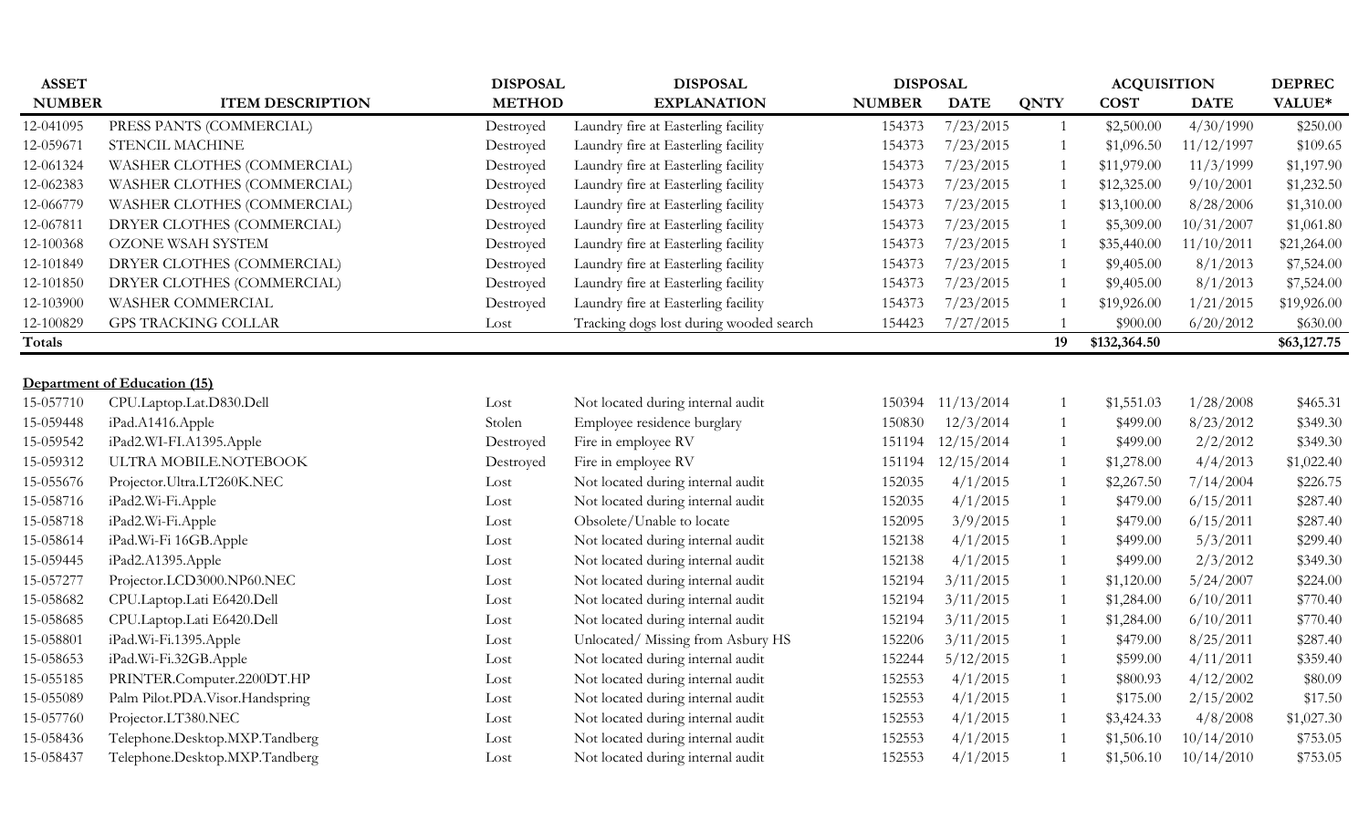| ASSET NUMBER | ITEM DESCRIPTION | DISPOSAL METHOD | DISPOSAL EXPLANATION | DISPOSAL NUMBER | DISPOSAL DATE | QNTY | ACQUISITION COST | ACQUISITION DATE | DEPREC VALUE* |
|---|---|---|---|---|---|---|---|---|---|
| 12-041095 | PRESS PANTS (COMMERCIAL) | Destroyed | Laundry fire at Easterling facility | 154373 | 7/23/2015 | 1 | $2,500.00 | 4/30/1990 | $250.00 |
| 12-059671 | STENCIL MACHINE | Destroyed | Laundry fire at Easterling facility | 154373 | 7/23/2015 | 1 | $1,096.50 | 11/12/1997 | $109.65 |
| 12-061324 | WASHER CLOTHES (COMMERCIAL) | Destroyed | Laundry fire at Easterling facility | 154373 | 7/23/2015 | 1 | $11,979.00 | 11/3/1999 | $1,197.90 |
| 12-062383 | WASHER CLOTHES (COMMERCIAL) | Destroyed | Laundry fire at Easterling facility | 154373 | 7/23/2015 | 1 | $12,325.00 | 9/10/2001 | $1,232.50 |
| 12-066779 | WASHER CLOTHES (COMMERCIAL) | Destroyed | Laundry fire at Easterling facility | 154373 | 7/23/2015 | 1 | $13,100.00 | 8/28/2006 | $1,310.00 |
| 12-067811 | DRYER CLOTHES (COMMERCIAL) | Destroyed | Laundry fire at Easterling facility | 154373 | 7/23/2015 | 1 | $5,309.00 | 10/31/2007 | $1,061.80 |
| 12-100368 | OZONE WSAH SYSTEM | Destroyed | Laundry fire at Easterling facility | 154373 | 7/23/2015 | 1 | $35,440.00 | 11/10/2011 | $21,264.00 |
| 12-101849 | DRYER CLOTHES (COMMERCIAL) | Destroyed | Laundry fire at Easterling facility | 154373 | 7/23/2015 | 1 | $9,405.00 | 8/1/2013 | $7,524.00 |
| 12-101850 | DRYER CLOTHES (COMMERCIAL) | Destroyed | Laundry fire at Easterling facility | 154373 | 7/23/2015 | 1 | $9,405.00 | 8/1/2013 | $7,524.00 |
| 12-103900 | WASHER COMMERCIAL | Destroyed | Laundry fire at Easterling facility | 154373 | 7/23/2015 | 1 | $19,926.00 | 1/21/2015 | $19,926.00 |
| 12-100829 | GPS TRACKING COLLAR | Lost | Tracking dogs lost during wooded search | 154423 | 7/27/2015 | 1 | $900.00 | 6/20/2012 | $630.00 |
| **Totals** | | | | | | **19** | **$132,364.50** | | **$63,127.75** |

**Department of Education (15)**

| ASSET NUMBER | ITEM DESCRIPTION | DISPOSAL METHOD | DISPOSAL EXPLANATION | DISPOSAL NUMBER | DISPOSAL DATE | QNTY | ACQUISITION COST | ACQUISITION DATE | DEPREC VALUE* |
|---|---|---|---|---|---|---|---|---|---|
| 15-057710 | CPU.Laptop.Lat.D830.Dell | Lost | Not located during internal audit | 150394 | 11/13/2014 | 1 | $1,551.03 | 1/28/2008 | $465.31 |
| 15-059448 | iPad.A1416.Apple | Stolen | Employee residence burglary | 150830 | 12/3/2014 | 1 | $499.00 | 8/23/2012 | $349.30 |
| 15-059542 | iPad2.WI-FI.A1395.Apple | Destroyed | Fire in employee RV | 151194 | 12/15/2014 | 1 | $499.00 | 2/2/2012 | $349.30 |
| 15-059312 | ULTRA MOBILE.NOTEBOOK | Destroyed | Fire in employee RV | 151194 | 12/15/2014 | 1 | $1,278.00 | 4/4/2013 | $1,022.40 |
| 15-055676 | Projector.Ultra.LT260K.NEC | Lost | Not located during internal audit | 152035 | 4/1/2015 | 1 | $2,267.50 | 7/14/2004 | $226.75 |
| 15-058716 | iPad2.Wi-Fi.Apple | Lost | Not located during internal audit | 152035 | 4/1/2015 | 1 | $479.00 | 6/15/2011 | $287.40 |
| 15-058718 | iPad2.Wi-Fi.Apple | Lost | Obsolete/Unable to locate | 152095 | 3/9/2015 | 1 | $479.00 | 6/15/2011 | $287.40 |
| 15-058614 | iPad.Wi-Fi 16GB.Apple | Lost | Not located during internal audit | 152138 | 4/1/2015 | 1 | $499.00 | 5/3/2011 | $299.40 |
| 15-059445 | iPad2.A1395.Apple | Lost | Not located during internal audit | 152138 | 4/1/2015 | 1 | $499.00 | 2/3/2012 | $349.30 |
| 15-057277 | Projector.LCD3000.NP60.NEC | Lost | Not located during internal audit | 152194 | 3/11/2015 | 1 | $1,120.00 | 5/24/2007 | $224.00 |
| 15-058682 | CPU.Laptop.Lati E6420.Dell | Lost | Not located during internal audit | 152194 | 3/11/2015 | 1 | $1,284.00 | 6/10/2011 | $770.40 |
| 15-058685 | CPU.Laptop.Lati E6420.Dell | Lost | Not located during internal audit | 152194 | 3/11/2015 | 1 | $1,284.00 | 6/10/2011 | $770.40 |
| 15-058801 | iPad.Wi-Fi.1395.Apple | Lost | Unlocated/ Missing from Asbury HS | 152206 | 3/11/2015 | 1 | $479.00 | 8/25/2011 | $287.40 |
| 15-058653 | iPad.Wi-Fi.32GB.Apple | Lost | Not located during internal audit | 152244 | 5/12/2015 | 1 | $599.00 | 4/11/2011 | $359.40 |
| 15-055185 | PRINTER.Computer.2200DT.HP | Lost | Not located during internal audit | 152553 | 4/1/2015 | 1 | $800.93 | 4/12/2002 | $80.09 |
| 15-055089 | Palm Pilot.PDA.Visor.Handspring | Lost | Not located during internal audit | 152553 | 4/1/2015 | 1 | $175.00 | 2/15/2002 | $17.50 |
| 15-057760 | Projector.LT380.NEC | Lost | Not located during internal audit | 152553 | 4/1/2015 | 1 | $3,424.33 | 4/8/2008 | $1,027.30 |
| 15-058436 | Telephone.Desktop.MXP.Tandberg | Lost | Not located during internal audit | 152553 | 4/1/2015 | 1 | $1,506.10 | 10/14/2010 | $753.05 |
| 15-058437 | Telephone.Desktop.MXP.Tandberg | Lost | Not located during internal audit | 152553 | 4/1/2015 | 1 | $1,506.10 | 10/14/2010 | $753.05 |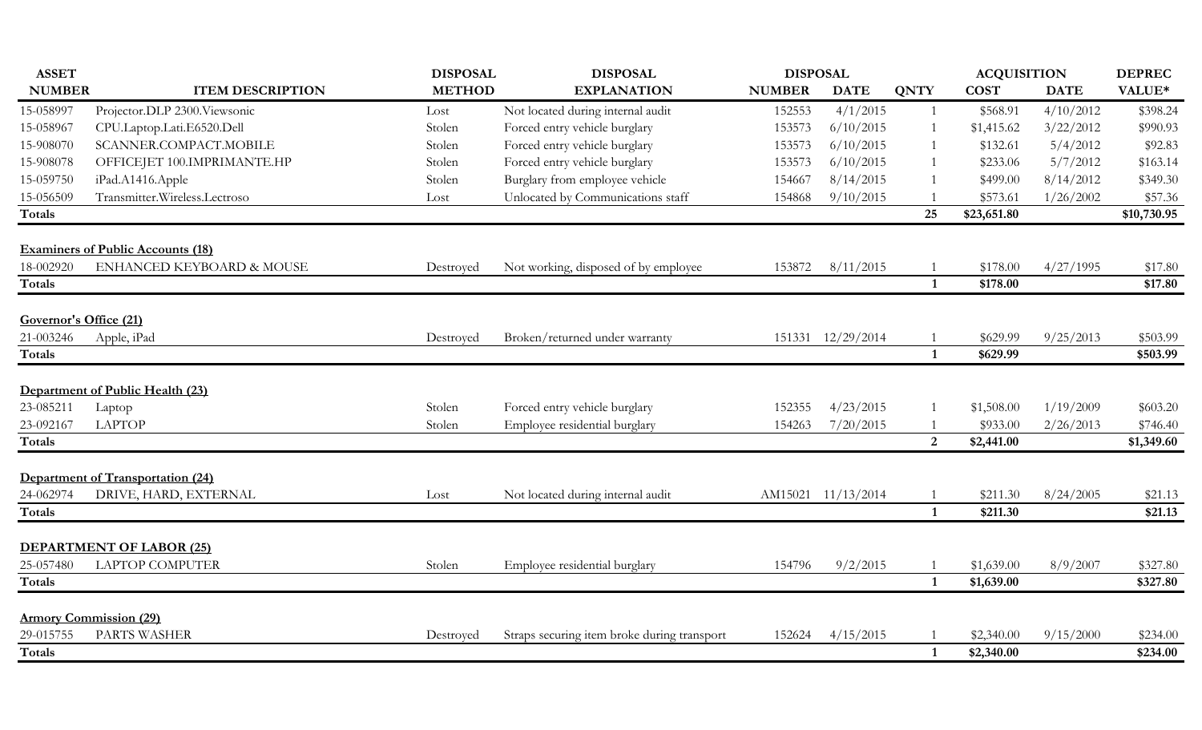| ASSET NUMBER | ITEM DESCRIPTION | DISPOSAL METHOD | DISPOSAL EXPLANATION | DISPOSAL NUMBER | DISPOSAL DATE | QNTY | ACQUISITION COST | ACQUISITION DATE | DEPREC VALUE* |
|---|---|---|---|---|---|---|---|---|---|
| 15-058997 | Projector.DLP 2300.Viewsonic | Lost | Not located during internal audit | 152553 | 4/1/2015 | 1 | $568.91 | 4/10/2012 | $398.24 |
| 15-058967 | CPU.Laptop.Lati.E6520.Dell | Stolen | Forced entry vehicle burglary | 153573 | 6/10/2015 | 1 | $1,415.62 | 3/22/2012 | $990.93 |
| 15-908070 | SCANNER.COMPACT.MOBILE | Stolen | Forced entry vehicle burglary | 153573 | 6/10/2015 | 1 | $132.61 | 5/4/2012 | $92.83 |
| 15-908078 | OFFICEJET 100.IMPRIMANTE.HP | Stolen | Forced entry vehicle burglary | 153573 | 6/10/2015 | 1 | $233.06 | 5/7/2012 | $163.14 |
| 15-059750 | iPad.A1416.Apple | Stolen | Burglary from employee vehicle | 154667 | 8/14/2015 | 1 | $499.00 | 8/14/2012 | $349.30 |
| 15-056509 | Transmitter.Wireless.Lectroso | Lost | Unlocated by Communications staff | 154868 | 9/10/2015 | 1 | $573.61 | 1/26/2002 | $57.36 |
| **Totals** | | | | | | **25** | **$23,651.80** | | **$10,730.95** |
| **Examiners of Public Accounts (18)** | | | | | | | | | |
| 18-002920 | ENHANCED KEYBOARD & MOUSE | Destroyed | Not working, disposed of by employee | 153872 | 8/11/2015 | 1 | $178.00 | 4/27/1995 | $17.80 |
| **Totals** | | | | | | **1** | **$178.00** | | **$17.80** |
| **Governor's Office (21)** | | | | | | | | | |
| 21-003246 | Apple, iPad | Destroyed | Broken/returned under warranty | 151331 | 12/29/2014 | 1 | $629.99 | 9/25/2013 | $503.99 |
| **Totals** | | | | | | **1** | **$629.99** | | **$503.99** |
| **Department of Public Health (23)** | | | | | | | | | |
| 23-085211 | Laptop | Stolen | Forced entry vehicle burglary | 152355 | 4/23/2015 | 1 | $1,508.00 | 1/19/2009 | $603.20 |
| 23-092167 | LAPTOP | Stolen | Employee residential burglary | 154263 | 7/20/2015 | 1 | $933.00 | 2/26/2013 | $746.40 |
| **Totals** | | | | | | **2** | **$2,441.00** | | **$1,349.60** |
| **Department of Transportation (24)** | | | | | | | | | |
| 24-062974 | DRIVE, HARD, EXTERNAL | Lost | Not located during internal audit | AM15021 | 11/13/2014 | 1 | $211.30 | 8/24/2005 | $21.13 |
| **Totals** | | | | | | **1** | **$211.30** | | **$21.13** |
| **DEPARTMENT OF LABOR (25)** | | | | | | | | | |
| 25-057480 | LAPTOP COMPUTER | Stolen | Employee residential burglary | 154796 | 9/2/2015 | 1 | $1,639.00 | 8/9/2007 | $327.80 |
| **Totals** | | | | | | **1** | **$1,639.00** | | **$327.80** |
| **Armory Commission (29)** | | | | | | | | | |
| 29-015755 | PARTS WASHER | Destroyed | Straps securing item broke during transport | 152624 | 4/15/2015 | 1 | $2,340.00 | 9/15/2000 | $234.00 |
| **Totals** | | | | | | **1** | **$2,340.00** | | **$234.00** |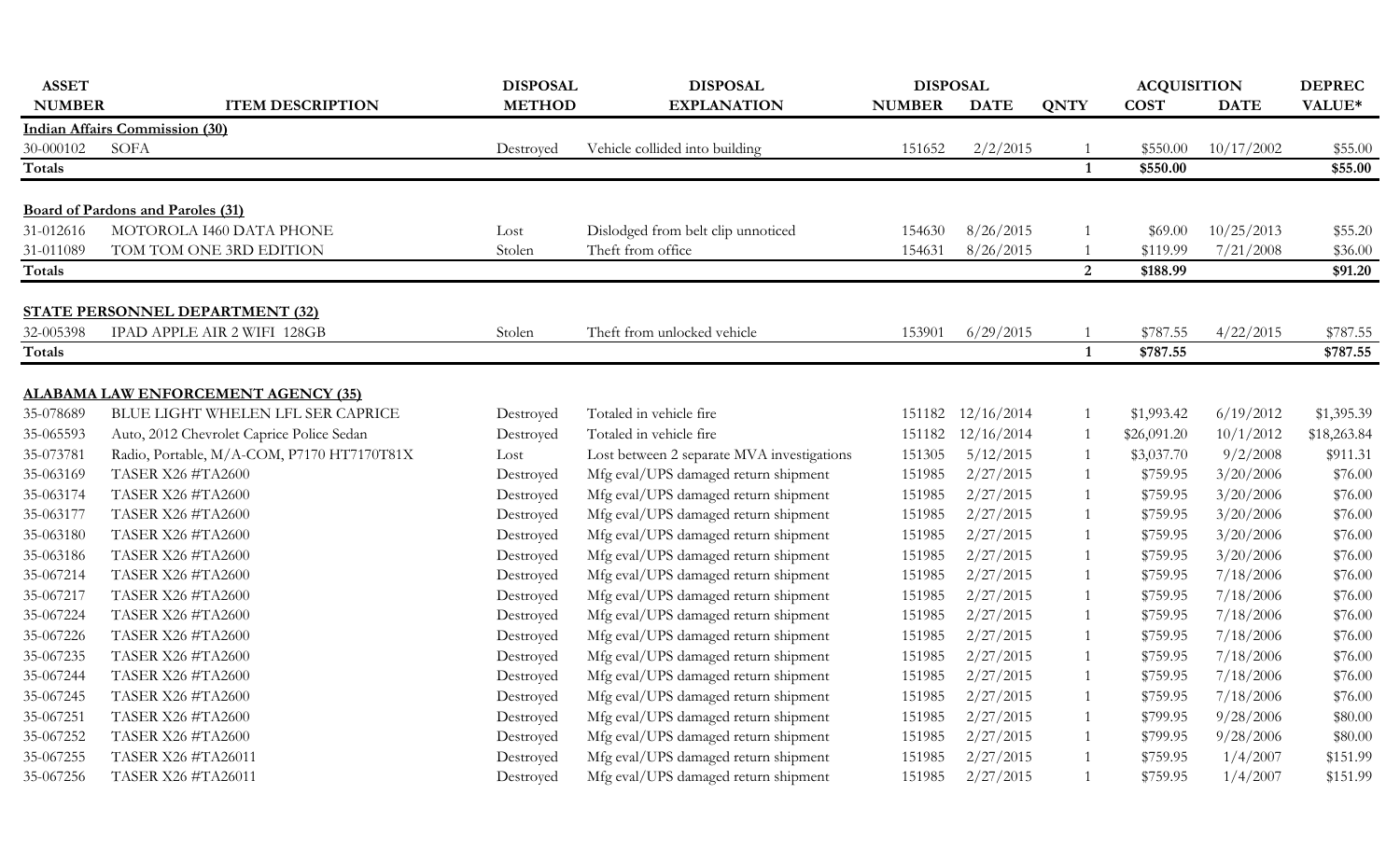| ASSET NUMBER | ITEM DESCRIPTION | DISPOSAL METHOD | DISPOSAL EXPLANATION | DISPOSAL NUMBER | DISPOSAL DATE | QNTY | ACQUISITION COST | ACQUISITION DATE | DEPREC VALUE* |
|---|---|---|---|---|---|---|---|---|---|
| **Indian Affairs Commission (30)** | | | | | | | | | |
| 30-000102 | SOFA | Destroyed | Vehicle collided into building | 151652 | 2/2/2015 | 1 | $550.00 | 10/17/2002 | $55.00 |
| **Totals** | | | | | | **1** | **$550.00** | | **$55.00** |
| **Board of Pardons and Paroles (31)** | | | | | | | | | |
| 31-012616 | MOTOROLA I460 DATA PHONE | Lost | Dislodged from belt clip unnoticed | 154630 | 8/26/2015 | 1 | $69.00 | 10/25/2013 | $55.20 |
| 31-011089 | TOM TOM ONE 3RD EDITION | Stolen | Theft from office | 154631 | 8/26/2015 | 1 | $119.99 | 7/21/2008 | $36.00 |
| **Totals** | | | | | | **2** | **$188.99** | | **$91.20** |
| **STATE PERSONNEL DEPARTMENT (32)** | | | | | | | | | |
| 32-005398 | IPAD APPLE AIR 2 WIFI 128GB | Stolen | Theft from unlocked vehicle | 153901 | 6/29/2015 | 1 | $787.55 | 4/22/2015 | $787.55 |
| **Totals** | | | | | | **1** | **$787.55** | | **$787.55** |
| **ALABAMA LAW ENFORCEMENT AGENCY (35)** | | | | | | | | | |
| 35-078689 | BLUE LIGHT WHELEN LFL SER CAPRICE | Destroyed | Totaled in vehicle fire | 151182 | 12/16/2014 | 1 | $1,993.42 | 6/19/2012 | $1,395.39 |
| 35-065593 | Auto, 2012 Chevrolet Caprice Police Sedan | Destroyed | Totaled in vehicle fire | 151182 | 12/16/2014 | 1 | $26,091.20 | 10/1/2012 | $18,263.84 |
| 35-073781 | Radio, Portable, M/A-COM, P7170 HT7170T81X | Lost | Lost between 2 separate MVA investigations | 151305 | 5/12/2015 | 1 | $3,037.70 | 9/2/2008 | $911.31 |
| 35-063169 | TASER X26 #TA2600 | Destroyed | Mfg eval/UPS damaged return shipment | 151985 | 2/27/2015 | 1 | $759.95 | 3/20/2006 | $76.00 |
| 35-063174 | TASER X26 #TA2600 | Destroyed | Mfg eval/UPS damaged return shipment | 151985 | 2/27/2015 | 1 | $759.95 | 3/20/2006 | $76.00 |
| 35-063177 | TASER X26 #TA2600 | Destroyed | Mfg eval/UPS damaged return shipment | 151985 | 2/27/2015 | 1 | $759.95 | 3/20/2006 | $76.00 |
| 35-063180 | TASER X26 #TA2600 | Destroyed | Mfg eval/UPS damaged return shipment | 151985 | 2/27/2015 | 1 | $759.95 | 3/20/2006 | $76.00 |
| 35-063186 | TASER X26 #TA2600 | Destroyed | Mfg eval/UPS damaged return shipment | 151985 | 2/27/2015 | 1 | $759.95 | 3/20/2006 | $76.00 |
| 35-067214 | TASER X26 #TA2600 | Destroyed | Mfg eval/UPS damaged return shipment | 151985 | 2/27/2015 | 1 | $759.95 | 7/18/2006 | $76.00 |
| 35-067217 | TASER X26 #TA2600 | Destroyed | Mfg eval/UPS damaged return shipment | 151985 | 2/27/2015 | 1 | $759.95 | 7/18/2006 | $76.00 |
| 35-067224 | TASER X26 #TA2600 | Destroyed | Mfg eval/UPS damaged return shipment | 151985 | 2/27/2015 | 1 | $759.95 | 7/18/2006 | $76.00 |
| 35-067226 | TASER X26 #TA2600 | Destroyed | Mfg eval/UPS damaged return shipment | 151985 | 2/27/2015 | 1 | $759.95 | 7/18/2006 | $76.00 |
| 35-067235 | TASER X26 #TA2600 | Destroyed | Mfg eval/UPS damaged return shipment | 151985 | 2/27/2015 | 1 | $759.95 | 7/18/2006 | $76.00 |
| 35-067244 | TASER X26 #TA2600 | Destroyed | Mfg eval/UPS damaged return shipment | 151985 | 2/27/2015 | 1 | $759.95 | 7/18/2006 | $76.00 |
| 35-067245 | TASER X26 #TA2600 | Destroyed | Mfg eval/UPS damaged return shipment | 151985 | 2/27/2015 | 1 | $759.95 | 7/18/2006 | $76.00 |
| 35-067251 | TASER X26 #TA2600 | Destroyed | Mfg eval/UPS damaged return shipment | 151985 | 2/27/2015 | 1 | $799.95 | 9/28/2006 | $80.00 |
| 35-067252 | TASER X26 #TA2600 | Destroyed | Mfg eval/UPS damaged return shipment | 151985 | 2/27/2015 | 1 | $799.95 | 9/28/2006 | $80.00 |
| 35-067255 | TASER X26 #TA26011 | Destroyed | Mfg eval/UPS damaged return shipment | 151985 | 2/27/2015 | 1 | $759.95 | 1/4/2007 | $151.99 |
| 35-067256 | TASER X26 #TA26011 | Destroyed | Mfg eval/UPS damaged return shipment | 151985 | 2/27/2015 | 1 | $759.95 | 1/4/2007 | $151.99 |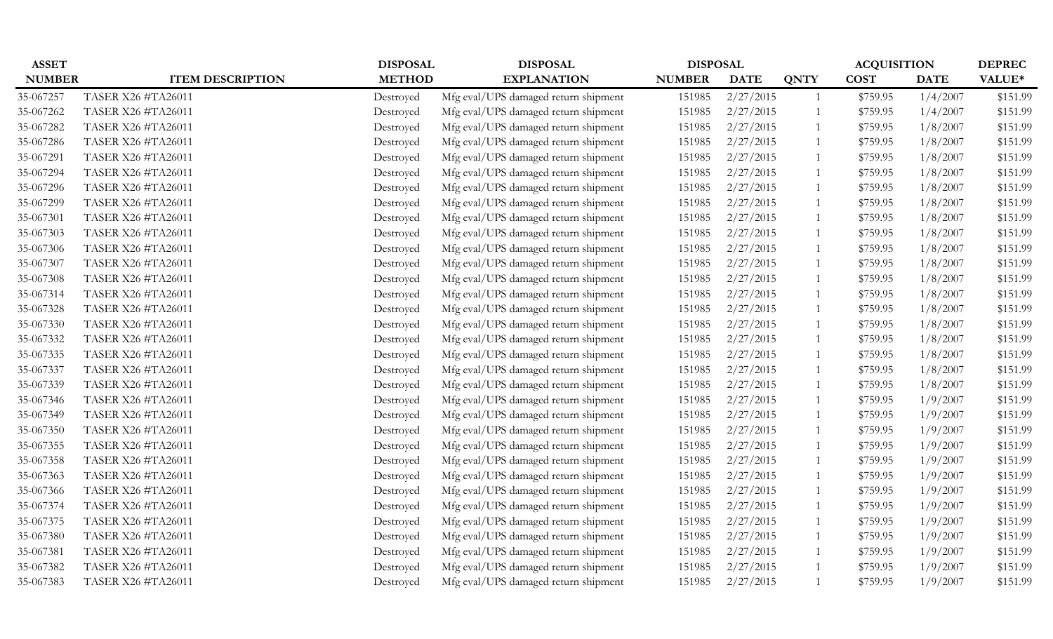| ASSET NUMBER | ITEM DESCRIPTION | DISPOSAL METHOD | DISPOSAL EXPLANATION | DISPOSAL NUMBER | DISPOSAL DATE | QNTY | ACQUISITION COST | ACQUISITION DATE | DEPREC VALUE* |
|---|---|---|---|---|---|---|---|---|---|
| 35-067257 | TASER X26 #TA26011 | Destroyed | Mfg eval/UPS damaged return shipment | 151985 | 2/27/2015 | 1 | $759.95 | 1/4/2007 | $151.99 |
| 35-067262 | TASER X26 #TA26011 | Destroyed | Mfg eval/UPS damaged return shipment | 151985 | 2/27/2015 | 1 | $759.95 | 1/4/2007 | $151.99 |
| 35-067282 | TASER X26 #TA26011 | Destroyed | Mfg eval/UPS damaged return shipment | 151985 | 2/27/2015 | 1 | $759.95 | 1/8/2007 | $151.99 |
| 35-067286 | TASER X26 #TA26011 | Destroyed | Mfg eval/UPS damaged return shipment | 151985 | 2/27/2015 | 1 | $759.95 | 1/8/2007 | $151.99 |
| 35-067291 | TASER X26 #TA26011 | Destroyed | Mfg eval/UPS damaged return shipment | 151985 | 2/27/2015 | 1 | $759.95 | 1/8/2007 | $151.99 |
| 35-067294 | TASER X26 #TA26011 | Destroyed | Mfg eval/UPS damaged return shipment | 151985 | 2/27/2015 | 1 | $759.95 | 1/8/2007 | $151.99 |
| 35-067296 | TASER X26 #TA26011 | Destroyed | Mfg eval/UPS damaged return shipment | 151985 | 2/27/2015 | 1 | $759.95 | 1/8/2007 | $151.99 |
| 35-067299 | TASER X26 #TA26011 | Destroyed | Mfg eval/UPS damaged return shipment | 151985 | 2/27/2015 | 1 | $759.95 | 1/8/2007 | $151.99 |
| 35-067301 | TASER X26 #TA26011 | Destroyed | Mfg eval/UPS damaged return shipment | 151985 | 2/27/2015 | 1 | $759.95 | 1/8/2007 | $151.99 |
| 35-067303 | TASER X26 #TA26011 | Destroyed | Mfg eval/UPS damaged return shipment | 151985 | 2/27/2015 | 1 | $759.95 | 1/8/2007 | $151.99 |
| 35-067306 | TASER X26 #TA26011 | Destroyed | Mfg eval/UPS damaged return shipment | 151985 | 2/27/2015 | 1 | $759.95 | 1/8/2007 | $151.99 |
| 35-067307 | TASER X26 #TA26011 | Destroyed | Mfg eval/UPS damaged return shipment | 151985 | 2/27/2015 | 1 | $759.95 | 1/8/2007 | $151.99 |
| 35-067308 | TASER X26 #TA26011 | Destroyed | Mfg eval/UPS damaged return shipment | 151985 | 2/27/2015 | 1 | $759.95 | 1/8/2007 | $151.99 |
| 35-067314 | TASER X26 #TA26011 | Destroyed | Mfg eval/UPS damaged return shipment | 151985 | 2/27/2015 | 1 | $759.95 | 1/8/2007 | $151.99 |
| 35-067328 | TASER X26 #TA26011 | Destroyed | Mfg eval/UPS damaged return shipment | 151985 | 2/27/2015 | 1 | $759.95 | 1/8/2007 | $151.99 |
| 35-067330 | TASER X26 #TA26011 | Destroyed | Mfg eval/UPS damaged return shipment | 151985 | 2/27/2015 | 1 | $759.95 | 1/8/2007 | $151.99 |
| 35-067332 | TASER X26 #TA26011 | Destroyed | Mfg eval/UPS damaged return shipment | 151985 | 2/27/2015 | 1 | $759.95 | 1/8/2007 | $151.99 |
| 35-067335 | TASER X26 #TA26011 | Destroyed | Mfg eval/UPS damaged return shipment | 151985 | 2/27/2015 | 1 | $759.95 | 1/8/2007 | $151.99 |
| 35-067337 | TASER X26 #TA26011 | Destroyed | Mfg eval/UPS damaged return shipment | 151985 | 2/27/2015 | 1 | $759.95 | 1/8/2007 | $151.99 |
| 35-067339 | TASER X26 #TA26011 | Destroyed | Mfg eval/UPS damaged return shipment | 151985 | 2/27/2015 | 1 | $759.95 | 1/8/2007 | $151.99 |
| 35-067346 | TASER X26 #TA26011 | Destroyed | Mfg eval/UPS damaged return shipment | 151985 | 2/27/2015 | 1 | $759.95 | 1/9/2007 | $151.99 |
| 35-067349 | TASER X26 #TA26011 | Destroyed | Mfg eval/UPS damaged return shipment | 151985 | 2/27/2015 | 1 | $759.95 | 1/9/2007 | $151.99 |
| 35-067350 | TASER X26 #TA26011 | Destroyed | Mfg eval/UPS damaged return shipment | 151985 | 2/27/2015 | 1 | $759.95 | 1/9/2007 | $151.99 |
| 35-067355 | TASER X26 #TA26011 | Destroyed | Mfg eval/UPS damaged return shipment | 151985 | 2/27/2015 | 1 | $759.95 | 1/9/2007 | $151.99 |
| 35-067358 | TASER X26 #TA26011 | Destroyed | Mfg eval/UPS damaged return shipment | 151985 | 2/27/2015 | 1 | $759.95 | 1/9/2007 | $151.99 |
| 35-067363 | TASER X26 #TA26011 | Destroyed | Mfg eval/UPS damaged return shipment | 151985 | 2/27/2015 | 1 | $759.95 | 1/9/2007 | $151.99 |
| 35-067366 | TASER X26 #TA26011 | Destroyed | Mfg eval/UPS damaged return shipment | 151985 | 2/27/2015 | 1 | $759.95 | 1/9/2007 | $151.99 |
| 35-067374 | TASER X26 #TA26011 | Destroyed | Mfg eval/UPS damaged return shipment | 151985 | 2/27/2015 | 1 | $759.95 | 1/9/2007 | $151.99 |
| 35-067375 | TASER X26 #TA26011 | Destroyed | Mfg eval/UPS damaged return shipment | 151985 | 2/27/2015 | 1 | $759.95 | 1/9/2007 | $151.99 |
| 35-067380 | TASER X26 #TA26011 | Destroyed | Mfg eval/UPS damaged return shipment | 151985 | 2/27/2015 | 1 | $759.95 | 1/9/2007 | $151.99 |
| 35-067381 | TASER X26 #TA26011 | Destroyed | Mfg eval/UPS damaged return shipment | 151985 | 2/27/2015 | 1 | $759.95 | 1/9/2007 | $151.99 |
| 35-067382 | TASER X26 #TA26011 | Destroyed | Mfg eval/UPS damaged return shipment | 151985 | 2/27/2015 | 1 | $759.95 | 1/9/2007 | $151.99 |
| 35-067383 | TASER X26 #TA26011 | Destroyed | Mfg eval/UPS damaged return shipment | 151985 | 2/27/2015 | 1 | $759.95 | 1/9/2007 | $151.99 |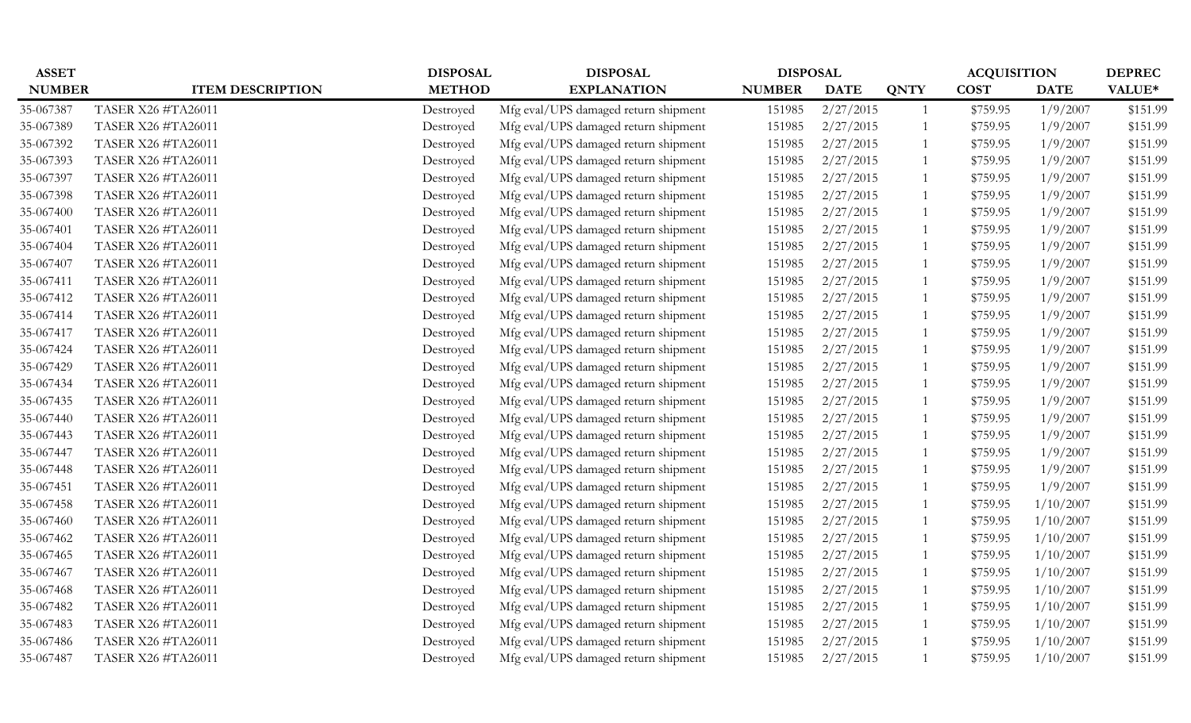| ASSET NUMBER | ITEM DESCRIPTION | DISPOSAL METHOD | DISPOSAL EXPLANATION | DISPOSAL NUMBER | DISPOSAL DATE | QNTY | ACQUISITION COST | ACQUISITION DATE | DEPREC VALUE* |
|---|---|---|---|---|---|---|---|---|---|
| 35-067387 | TASER X26 #TA26011 | Destroyed | Mfg eval/UPS damaged return shipment | 151985 | 2/27/2015 | 1 | $759.95 | 1/9/2007 | $151.99 |
| 35-067389 | TASER X26 #TA26011 | Destroyed | Mfg eval/UPS damaged return shipment | 151985 | 2/27/2015 | 1 | $759.95 | 1/9/2007 | $151.99 |
| 35-067392 | TASER X26 #TA26011 | Destroyed | Mfg eval/UPS damaged return shipment | 151985 | 2/27/2015 | 1 | $759.95 | 1/9/2007 | $151.99 |
| 35-067393 | TASER X26 #TA26011 | Destroyed | Mfg eval/UPS damaged return shipment | 151985 | 2/27/2015 | 1 | $759.95 | 1/9/2007 | $151.99 |
| 35-067397 | TASER X26 #TA26011 | Destroyed | Mfg eval/UPS damaged return shipment | 151985 | 2/27/2015 | 1 | $759.95 | 1/9/2007 | $151.99 |
| 35-067398 | TASER X26 #TA26011 | Destroyed | Mfg eval/UPS damaged return shipment | 151985 | 2/27/2015 | 1 | $759.95 | 1/9/2007 | $151.99 |
| 35-067400 | TASER X26 #TA26011 | Destroyed | Mfg eval/UPS damaged return shipment | 151985 | 2/27/2015 | 1 | $759.95 | 1/9/2007 | $151.99 |
| 35-067401 | TASER X26 #TA26011 | Destroyed | Mfg eval/UPS damaged return shipment | 151985 | 2/27/2015 | 1 | $759.95 | 1/9/2007 | $151.99 |
| 35-067404 | TASER X26 #TA26011 | Destroyed | Mfg eval/UPS damaged return shipment | 151985 | 2/27/2015 | 1 | $759.95 | 1/9/2007 | $151.99 |
| 35-067407 | TASER X26 #TA26011 | Destroyed | Mfg eval/UPS damaged return shipment | 151985 | 2/27/2015 | 1 | $759.95 | 1/9/2007 | $151.99 |
| 35-067411 | TASER X26 #TA26011 | Destroyed | Mfg eval/UPS damaged return shipment | 151985 | 2/27/2015 | 1 | $759.95 | 1/9/2007 | $151.99 |
| 35-067412 | TASER X26 #TA26011 | Destroyed | Mfg eval/UPS damaged return shipment | 151985 | 2/27/2015 | 1 | $759.95 | 1/9/2007 | $151.99 |
| 35-067414 | TASER X26 #TA26011 | Destroyed | Mfg eval/UPS damaged return shipment | 151985 | 2/27/2015 | 1 | $759.95 | 1/9/2007 | $151.99 |
| 35-067417 | TASER X26 #TA26011 | Destroyed | Mfg eval/UPS damaged return shipment | 151985 | 2/27/2015 | 1 | $759.95 | 1/9/2007 | $151.99 |
| 35-067424 | TASER X26 #TA26011 | Destroyed | Mfg eval/UPS damaged return shipment | 151985 | 2/27/2015 | 1 | $759.95 | 1/9/2007 | $151.99 |
| 35-067429 | TASER X26 #TA26011 | Destroyed | Mfg eval/UPS damaged return shipment | 151985 | 2/27/2015 | 1 | $759.95 | 1/9/2007 | $151.99 |
| 35-067434 | TASER X26 #TA26011 | Destroyed | Mfg eval/UPS damaged return shipment | 151985 | 2/27/2015 | 1 | $759.95 | 1/9/2007 | $151.99 |
| 35-067435 | TASER X26 #TA26011 | Destroyed | Mfg eval/UPS damaged return shipment | 151985 | 2/27/2015 | 1 | $759.95 | 1/9/2007 | $151.99 |
| 35-067440 | TASER X26 #TA26011 | Destroyed | Mfg eval/UPS damaged return shipment | 151985 | 2/27/2015 | 1 | $759.95 | 1/9/2007 | $151.99 |
| 35-067443 | TASER X26 #TA26011 | Destroyed | Mfg eval/UPS damaged return shipment | 151985 | 2/27/2015 | 1 | $759.95 | 1/9/2007 | $151.99 |
| 35-067447 | TASER X26 #TA26011 | Destroyed | Mfg eval/UPS damaged return shipment | 151985 | 2/27/2015 | 1 | $759.95 | 1/9/2007 | $151.99 |
| 35-067448 | TASER X26 #TA26011 | Destroyed | Mfg eval/UPS damaged return shipment | 151985 | 2/27/2015 | 1 | $759.95 | 1/9/2007 | $151.99 |
| 35-067451 | TASER X26 #TA26011 | Destroyed | Mfg eval/UPS damaged return shipment | 151985 | 2/27/2015 | 1 | $759.95 | 1/9/2007 | $151.99 |
| 35-067458 | TASER X26 #TA26011 | Destroyed | Mfg eval/UPS damaged return shipment | 151985 | 2/27/2015 | 1 | $759.95 | 1/10/2007 | $151.99 |
| 35-067460 | TASER X26 #TA26011 | Destroyed | Mfg eval/UPS damaged return shipment | 151985 | 2/27/2015 | 1 | $759.95 | 1/10/2007 | $151.99 |
| 35-067462 | TASER X26 #TA26011 | Destroyed | Mfg eval/UPS damaged return shipment | 151985 | 2/27/2015 | 1 | $759.95 | 1/10/2007 | $151.99 |
| 35-067465 | TASER X26 #TA26011 | Destroyed | Mfg eval/UPS damaged return shipment | 151985 | 2/27/2015 | 1 | $759.95 | 1/10/2007 | $151.99 |
| 35-067467 | TASER X26 #TA26011 | Destroyed | Mfg eval/UPS damaged return shipment | 151985 | 2/27/2015 | 1 | $759.95 | 1/10/2007 | $151.99 |
| 35-067468 | TASER X26 #TA26011 | Destroyed | Mfg eval/UPS damaged return shipment | 151985 | 2/27/2015 | 1 | $759.95 | 1/10/2007 | $151.99 |
| 35-067482 | TASER X26 #TA26011 | Destroyed | Mfg eval/UPS damaged return shipment | 151985 | 2/27/2015 | 1 | $759.95 | 1/10/2007 | $151.99 |
| 35-067483 | TASER X26 #TA26011 | Destroyed | Mfg eval/UPS damaged return shipment | 151985 | 2/27/2015 | 1 | $759.95 | 1/10/2007 | $151.99 |
| 35-067486 | TASER X26 #TA26011 | Destroyed | Mfg eval/UPS damaged return shipment | 151985 | 2/27/2015 | 1 | $759.95 | 1/10/2007 | $151.99 |
| 35-067487 | TASER X26 #TA26011 | Destroyed | Mfg eval/UPS damaged return shipment | 151985 | 2/27/2015 | 1 | $759.95 | 1/10/2007 | $151.99 |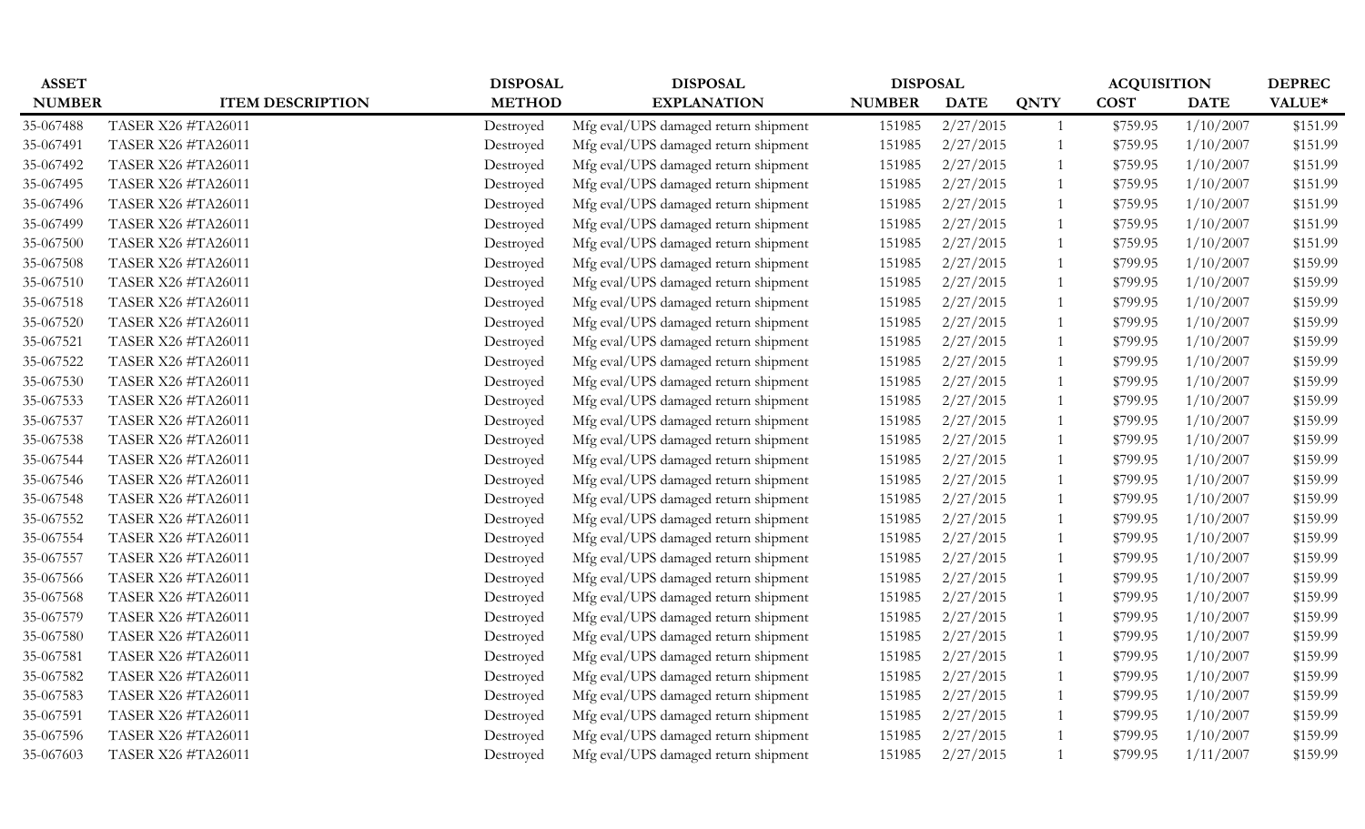| ASSET NUMBER | ITEM DESCRIPTION | DISPOSAL METHOD | DISPOSAL EXPLANATION | DISPOSAL NUMBER | DISPOSAL DATE | QNTY | ACQUISITION COST | ACQUISITION DATE | DEPREC VALUE* |
|---|---|---|---|---|---|---|---|---|---|
| 35-067488 | TASER X26 #TA26011 | Destroyed | Mfg eval/UPS damaged return shipment | 151985 | 2/27/2015 | 1 | $759.95 | 1/10/2007 | $151.99 |
| 35-067491 | TASER X26 #TA26011 | Destroyed | Mfg eval/UPS damaged return shipment | 151985 | 2/27/2015 | 1 | $759.95 | 1/10/2007 | $151.99 |
| 35-067492 | TASER X26 #TA26011 | Destroyed | Mfg eval/UPS damaged return shipment | 151985 | 2/27/2015 | 1 | $759.95 | 1/10/2007 | $151.99 |
| 35-067495 | TASER X26 #TA26011 | Destroyed | Mfg eval/UPS damaged return shipment | 151985 | 2/27/2015 | 1 | $759.95 | 1/10/2007 | $151.99 |
| 35-067496 | TASER X26 #TA26011 | Destroyed | Mfg eval/UPS damaged return shipment | 151985 | 2/27/2015 | 1 | $759.95 | 1/10/2007 | $151.99 |
| 35-067499 | TASER X26 #TA26011 | Destroyed | Mfg eval/UPS damaged return shipment | 151985 | 2/27/2015 | 1 | $759.95 | 1/10/2007 | $151.99 |
| 35-067500 | TASER X26 #TA26011 | Destroyed | Mfg eval/UPS damaged return shipment | 151985 | 2/27/2015 | 1 | $759.95 | 1/10/2007 | $151.99 |
| 35-067508 | TASER X26 #TA26011 | Destroyed | Mfg eval/UPS damaged return shipment | 151985 | 2/27/2015 | 1 | $799.95 | 1/10/2007 | $159.99 |
| 35-067510 | TASER X26 #TA26011 | Destroyed | Mfg eval/UPS damaged return shipment | 151985 | 2/27/2015 | 1 | $799.95 | 1/10/2007 | $159.99 |
| 35-067518 | TASER X26 #TA26011 | Destroyed | Mfg eval/UPS damaged return shipment | 151985 | 2/27/2015 | 1 | $799.95 | 1/10/2007 | $159.99 |
| 35-067520 | TASER X26 #TA26011 | Destroyed | Mfg eval/UPS damaged return shipment | 151985 | 2/27/2015 | 1 | $799.95 | 1/10/2007 | $159.99 |
| 35-067521 | TASER X26 #TA26011 | Destroyed | Mfg eval/UPS damaged return shipment | 151985 | 2/27/2015 | 1 | $799.95 | 1/10/2007 | $159.99 |
| 35-067522 | TASER X26 #TA26011 | Destroyed | Mfg eval/UPS damaged return shipment | 151985 | 2/27/2015 | 1 | $799.95 | 1/10/2007 | $159.99 |
| 35-067530 | TASER X26 #TA26011 | Destroyed | Mfg eval/UPS damaged return shipment | 151985 | 2/27/2015 | 1 | $799.95 | 1/10/2007 | $159.99 |
| 35-067533 | TASER X26 #TA26011 | Destroyed | Mfg eval/UPS damaged return shipment | 151985 | 2/27/2015 | 1 | $799.95 | 1/10/2007 | $159.99 |
| 35-067537 | TASER X26 #TA26011 | Destroyed | Mfg eval/UPS damaged return shipment | 151985 | 2/27/2015 | 1 | $799.95 | 1/10/2007 | $159.99 |
| 35-067538 | TASER X26 #TA26011 | Destroyed | Mfg eval/UPS damaged return shipment | 151985 | 2/27/2015 | 1 | $799.95 | 1/10/2007 | $159.99 |
| 35-067544 | TASER X26 #TA26011 | Destroyed | Mfg eval/UPS damaged return shipment | 151985 | 2/27/2015 | 1 | $799.95 | 1/10/2007 | $159.99 |
| 35-067546 | TASER X26 #TA26011 | Destroyed | Mfg eval/UPS damaged return shipment | 151985 | 2/27/2015 | 1 | $799.95 | 1/10/2007 | $159.99 |
| 35-067548 | TASER X26 #TA26011 | Destroyed | Mfg eval/UPS damaged return shipment | 151985 | 2/27/2015 | 1 | $799.95 | 1/10/2007 | $159.99 |
| 35-067552 | TASER X26 #TA26011 | Destroyed | Mfg eval/UPS damaged return shipment | 151985 | 2/27/2015 | 1 | $799.95 | 1/10/2007 | $159.99 |
| 35-067554 | TASER X26 #TA26011 | Destroyed | Mfg eval/UPS damaged return shipment | 151985 | 2/27/2015 | 1 | $799.95 | 1/10/2007 | $159.99 |
| 35-067557 | TASER X26 #TA26011 | Destroyed | Mfg eval/UPS damaged return shipment | 151985 | 2/27/2015 | 1 | $799.95 | 1/10/2007 | $159.99 |
| 35-067566 | TASER X26 #TA26011 | Destroyed | Mfg eval/UPS damaged return shipment | 151985 | 2/27/2015 | 1 | $799.95 | 1/10/2007 | $159.99 |
| 35-067568 | TASER X26 #TA26011 | Destroyed | Mfg eval/UPS damaged return shipment | 151985 | 2/27/2015 | 1 | $799.95 | 1/10/2007 | $159.99 |
| 35-067579 | TASER X26 #TA26011 | Destroyed | Mfg eval/UPS damaged return shipment | 151985 | 2/27/2015 | 1 | $799.95 | 1/10/2007 | $159.99 |
| 35-067580 | TASER X26 #TA26011 | Destroyed | Mfg eval/UPS damaged return shipment | 151985 | 2/27/2015 | 1 | $799.95 | 1/10/2007 | $159.99 |
| 35-067581 | TASER X26 #TA26011 | Destroyed | Mfg eval/UPS damaged return shipment | 151985 | 2/27/2015 | 1 | $799.95 | 1/10/2007 | $159.99 |
| 35-067582 | TASER X26 #TA26011 | Destroyed | Mfg eval/UPS damaged return shipment | 151985 | 2/27/2015 | 1 | $799.95 | 1/10/2007 | $159.99 |
| 35-067583 | TASER X26 #TA26011 | Destroyed | Mfg eval/UPS damaged return shipment | 151985 | 2/27/2015 | 1 | $799.95 | 1/10/2007 | $159.99 |
| 35-067591 | TASER X26 #TA26011 | Destroyed | Mfg eval/UPS damaged return shipment | 151985 | 2/27/2015 | 1 | $799.95 | 1/10/2007 | $159.99 |
| 35-067596 | TASER X26 #TA26011 | Destroyed | Mfg eval/UPS damaged return shipment | 151985 | 2/27/2015 | 1 | $799.95 | 1/10/2007 | $159.99 |
| 35-067603 | TASER X26 #TA26011 | Destroyed | Mfg eval/UPS damaged return shipment | 151985 | 2/27/2015 | 1 | $799.95 | 1/11/2007 | $159.99 |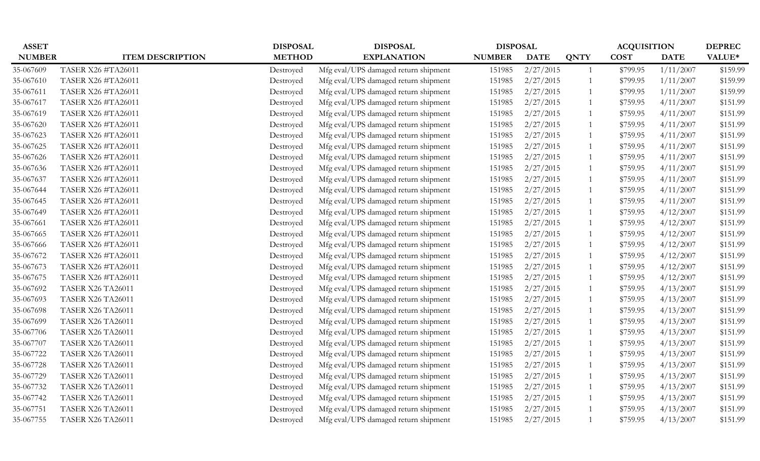| ASSET NUMBER | ITEM DESCRIPTION | DISPOSAL METHOD | DISPOSAL EXPLANATION | DISPOSAL NUMBER | DISPOSAL DATE | QNTY | ACQUISITION COST | ACQUISITION DATE | DEPREC VALUE* |
|---|---|---|---|---|---|---|---|---|---|
| 35-067609 | TASER X26 #TA26011 | Destroyed | Mfg eval/UPS damaged return shipment | 151985 | 2/27/2015 | 1 | $799.95 | 1/11/2007 | $159.99 |
| 35-067610 | TASER X26 #TA26011 | Destroyed | Mfg eval/UPS damaged return shipment | 151985 | 2/27/2015 | 1 | $799.95 | 1/11/2007 | $159.99 |
| 35-067611 | TASER X26 #TA26011 | Destroyed | Mfg eval/UPS damaged return shipment | 151985 | 2/27/2015 | 1 | $799.95 | 1/11/2007 | $159.99 |
| 35-067617 | TASER X26 #TA26011 | Destroyed | Mfg eval/UPS damaged return shipment | 151985 | 2/27/2015 | 1 | $759.95 | 4/11/2007 | $151.99 |
| 35-067619 | TASER X26 #TA26011 | Destroyed | Mfg eval/UPS damaged return shipment | 151985 | 2/27/2015 | 1 | $759.95 | 4/11/2007 | $151.99 |
| 35-067620 | TASER X26 #TA26011 | Destroyed | Mfg eval/UPS damaged return shipment | 151985 | 2/27/2015 | 1 | $759.95 | 4/11/2007 | $151.99 |
| 35-067623 | TASER X26 #TA26011 | Destroyed | Mfg eval/UPS damaged return shipment | 151985 | 2/27/2015 | 1 | $759.95 | 4/11/2007 | $151.99 |
| 35-067625 | TASER X26 #TA26011 | Destroyed | Mfg eval/UPS damaged return shipment | 151985 | 2/27/2015 | 1 | $759.95 | 4/11/2007 | $151.99 |
| 35-067626 | TASER X26 #TA26011 | Destroyed | Mfg eval/UPS damaged return shipment | 151985 | 2/27/2015 | 1 | $759.95 | 4/11/2007 | $151.99 |
| 35-067636 | TASER X26 #TA26011 | Destroyed | Mfg eval/UPS damaged return shipment | 151985 | 2/27/2015 | 1 | $759.95 | 4/11/2007 | $151.99 |
| 35-067637 | TASER X26 #TA26011 | Destroyed | Mfg eval/UPS damaged return shipment | 151985 | 2/27/2015 | 1 | $759.95 | 4/11/2007 | $151.99 |
| 35-067644 | TASER X26 #TA26011 | Destroyed | Mfg eval/UPS damaged return shipment | 151985 | 2/27/2015 | 1 | $759.95 | 4/11/2007 | $151.99 |
| 35-067645 | TASER X26 #TA26011 | Destroyed | Mfg eval/UPS damaged return shipment | 151985 | 2/27/2015 | 1 | $759.95 | 4/11/2007 | $151.99 |
| 35-067649 | TASER X26 #TA26011 | Destroyed | Mfg eval/UPS damaged return shipment | 151985 | 2/27/2015 | 1 | $759.95 | 4/12/2007 | $151.99 |
| 35-067661 | TASER X26 #TA26011 | Destroyed | Mfg eval/UPS damaged return shipment | 151985 | 2/27/2015 | 1 | $759.95 | 4/12/2007 | $151.99 |
| 35-067665 | TASER X26 #TA26011 | Destroyed | Mfg eval/UPS damaged return shipment | 151985 | 2/27/2015 | 1 | $759.95 | 4/12/2007 | $151.99 |
| 35-067666 | TASER X26 #TA26011 | Destroyed | Mfg eval/UPS damaged return shipment | 151985 | 2/27/2015 | 1 | $759.95 | 4/12/2007 | $151.99 |
| 35-067672 | TASER X26 #TA26011 | Destroyed | Mfg eval/UPS damaged return shipment | 151985 | 2/27/2015 | 1 | $759.95 | 4/12/2007 | $151.99 |
| 35-067673 | TASER X26 #TA26011 | Destroyed | Mfg eval/UPS damaged return shipment | 151985 | 2/27/2015 | 1 | $759.95 | 4/12/2007 | $151.99 |
| 35-067675 | TASER X26 #TA26011 | Destroyed | Mfg eval/UPS damaged return shipment | 151985 | 2/27/2015 | 1 | $759.95 | 4/12/2007 | $151.99 |
| 35-067692 | TASER X26 TA26011 | Destroyed | Mfg eval/UPS damaged return shipment | 151985 | 2/27/2015 | 1 | $759.95 | 4/13/2007 | $151.99 |
| 35-067693 | TASER X26 TA26011 | Destroyed | Mfg eval/UPS damaged return shipment | 151985 | 2/27/2015 | 1 | $759.95 | 4/13/2007 | $151.99 |
| 35-067698 | TASER X26 TA26011 | Destroyed | Mfg eval/UPS damaged return shipment | 151985 | 2/27/2015 | 1 | $759.95 | 4/13/2007 | $151.99 |
| 35-067699 | TASER X26 TA26011 | Destroyed | Mfg eval/UPS damaged return shipment | 151985 | 2/27/2015 | 1 | $759.95 | 4/13/2007 | $151.99 |
| 35-067706 | TASER X26 TA26011 | Destroyed | Mfg eval/UPS damaged return shipment | 151985 | 2/27/2015 | 1 | $759.95 | 4/13/2007 | $151.99 |
| 35-067707 | TASER X26 TA26011 | Destroyed | Mfg eval/UPS damaged return shipment | 151985 | 2/27/2015 | 1 | $759.95 | 4/13/2007 | $151.99 |
| 35-067722 | TASER X26 TA26011 | Destroyed | Mfg eval/UPS damaged return shipment | 151985 | 2/27/2015 | 1 | $759.95 | 4/13/2007 | $151.99 |
| 35-067728 | TASER X26 TA26011 | Destroyed | Mfg eval/UPS damaged return shipment | 151985 | 2/27/2015 | 1 | $759.95 | 4/13/2007 | $151.99 |
| 35-067729 | TASER X26 TA26011 | Destroyed | Mfg eval/UPS damaged return shipment | 151985 | 2/27/2015 | 1 | $759.95 | 4/13/2007 | $151.99 |
| 35-067732 | TASER X26 TA26011 | Destroyed | Mfg eval/UPS damaged return shipment | 151985 | 2/27/2015 | 1 | $759.95 | 4/13/2007 | $151.99 |
| 35-067742 | TASER X26 TA26011 | Destroyed | Mfg eval/UPS damaged return shipment | 151985 | 2/27/2015 | 1 | $759.95 | 4/13/2007 | $151.99 |
| 35-067751 | TASER X26 TA26011 | Destroyed | Mfg eval/UPS damaged return shipment | 151985 | 2/27/2015 | 1 | $759.95 | 4/13/2007 | $151.99 |
| 35-067755 | TASER X26 TA26011 | Destroyed | Mfg eval/UPS damaged return shipment | 151985 | 2/27/2015 | 1 | $759.95 | 4/13/2007 | $151.99 |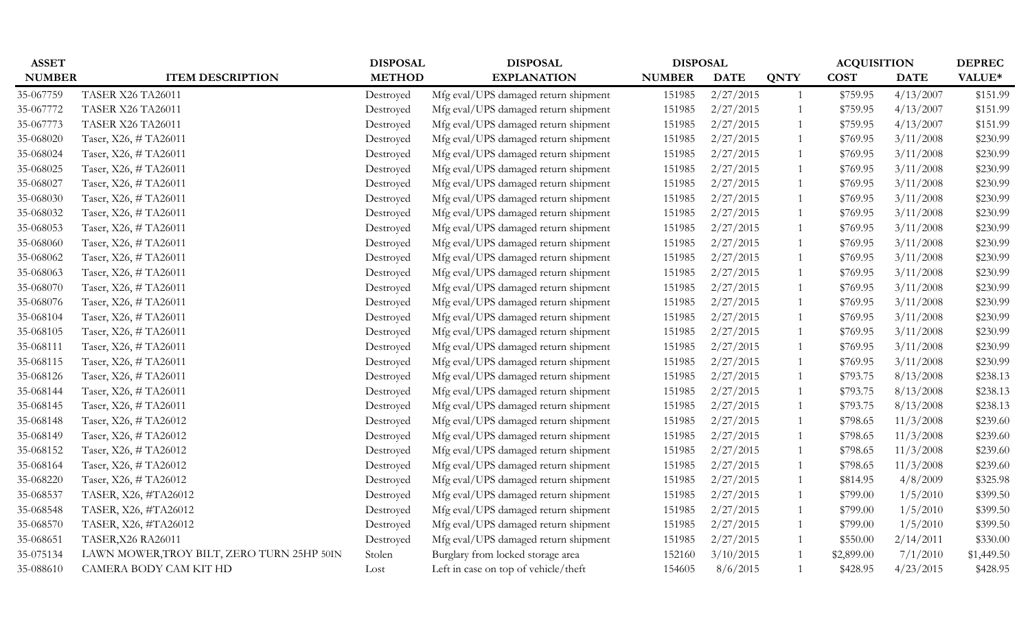| ASSET NUMBER | ITEM DESCRIPTION | DISPOSAL METHOD | DISPOSAL EXPLANATION | DISPOSAL NUMBER | DISPOSAL DATE | QNTY | ACQUISITION COST | ACQUISITION DATE | DEPREC VALUE* |
|---|---|---|---|---|---|---|---|---|---|
| 35-067759 | TASER X26 TA26011 | Destroyed | Mfg eval/UPS damaged return shipment | 151985 | 2/27/2015 | 1 | $759.95 | 4/13/2007 | $151.99 |
| 35-067772 | TASER X26 TA26011 | Destroyed | Mfg eval/UPS damaged return shipment | 151985 | 2/27/2015 | 1 | $759.95 | 4/13/2007 | $151.99 |
| 35-067773 | TASER X26 TA26011 | Destroyed | Mfg eval/UPS damaged return shipment | 151985 | 2/27/2015 | 1 | $759.95 | 4/13/2007 | $151.99 |
| 35-068020 | Taser, X26, # TA26011 | Destroyed | Mfg eval/UPS damaged return shipment | 151985 | 2/27/2015 | 1 | $769.95 | 3/11/2008 | $230.99 |
| 35-068024 | Taser, X26, # TA26011 | Destroyed | Mfg eval/UPS damaged return shipment | 151985 | 2/27/2015 | 1 | $769.95 | 3/11/2008 | $230.99 |
| 35-068025 | Taser, X26, # TA26011 | Destroyed | Mfg eval/UPS damaged return shipment | 151985 | 2/27/2015 | 1 | $769.95 | 3/11/2008 | $230.99 |
| 35-068027 | Taser, X26, # TA26011 | Destroyed | Mfg eval/UPS damaged return shipment | 151985 | 2/27/2015 | 1 | $769.95 | 3/11/2008 | $230.99 |
| 35-068030 | Taser, X26, # TA26011 | Destroyed | Mfg eval/UPS damaged return shipment | 151985 | 2/27/2015 | 1 | $769.95 | 3/11/2008 | $230.99 |
| 35-068032 | Taser, X26, # TA26011 | Destroyed | Mfg eval/UPS damaged return shipment | 151985 | 2/27/2015 | 1 | $769.95 | 3/11/2008 | $230.99 |
| 35-068053 | Taser, X26, # TA26011 | Destroyed | Mfg eval/UPS damaged return shipment | 151985 | 2/27/2015 | 1 | $769.95 | 3/11/2008 | $230.99 |
| 35-068060 | Taser, X26, # TA26011 | Destroyed | Mfg eval/UPS damaged return shipment | 151985 | 2/27/2015 | 1 | $769.95 | 3/11/2008 | $230.99 |
| 35-068062 | Taser, X26, # TA26011 | Destroyed | Mfg eval/UPS damaged return shipment | 151985 | 2/27/2015 | 1 | $769.95 | 3/11/2008 | $230.99 |
| 35-068063 | Taser, X26, # TA26011 | Destroyed | Mfg eval/UPS damaged return shipment | 151985 | 2/27/2015 | 1 | $769.95 | 3/11/2008 | $230.99 |
| 35-068070 | Taser, X26, # TA26011 | Destroyed | Mfg eval/UPS damaged return shipment | 151985 | 2/27/2015 | 1 | $769.95 | 3/11/2008 | $230.99 |
| 35-068076 | Taser, X26, # TA26011 | Destroyed | Mfg eval/UPS damaged return shipment | 151985 | 2/27/2015 | 1 | $769.95 | 3/11/2008 | $230.99 |
| 35-068104 | Taser, X26, # TA26011 | Destroyed | Mfg eval/UPS damaged return shipment | 151985 | 2/27/2015 | 1 | $769.95 | 3/11/2008 | $230.99 |
| 35-068105 | Taser, X26, # TA26011 | Destroyed | Mfg eval/UPS damaged return shipment | 151985 | 2/27/2015 | 1 | $769.95 | 3/11/2008 | $230.99 |
| 35-068111 | Taser, X26, # TA26011 | Destroyed | Mfg eval/UPS damaged return shipment | 151985 | 2/27/2015 | 1 | $769.95 | 3/11/2008 | $230.99 |
| 35-068115 | Taser, X26, # TA26011 | Destroyed | Mfg eval/UPS damaged return shipment | 151985 | 2/27/2015 | 1 | $769.95 | 3/11/2008 | $230.99 |
| 35-068126 | Taser, X26, # TA26011 | Destroyed | Mfg eval/UPS damaged return shipment | 151985 | 2/27/2015 | 1 | $793.75 | 8/13/2008 | $238.13 |
| 35-068144 | Taser, X26, # TA26011 | Destroyed | Mfg eval/UPS damaged return shipment | 151985 | 2/27/2015 | 1 | $793.75 | 8/13/2008 | $238.13 |
| 35-068145 | Taser, X26, # TA26011 | Destroyed | Mfg eval/UPS damaged return shipment | 151985 | 2/27/2015 | 1 | $793.75 | 8/13/2008 | $238.13 |
| 35-068148 | Taser, X26, # TA26012 | Destroyed | Mfg eval/UPS damaged return shipment | 151985 | 2/27/2015 | 1 | $798.65 | 11/3/2008 | $239.60 |
| 35-068149 | Taser, X26, # TA26012 | Destroyed | Mfg eval/UPS damaged return shipment | 151985 | 2/27/2015 | 1 | $798.65 | 11/3/2008 | $239.60 |
| 35-068152 | Taser, X26, # TA26012 | Destroyed | Mfg eval/UPS damaged return shipment | 151985 | 2/27/2015 | 1 | $798.65 | 11/3/2008 | $239.60 |
| 35-068164 | Taser, X26, # TA26012 | Destroyed | Mfg eval/UPS damaged return shipment | 151985 | 2/27/2015 | 1 | $798.65 | 11/3/2008 | $239.60 |
| 35-068220 | Taser, X26, # TA26012 | Destroyed | Mfg eval/UPS damaged return shipment | 151985 | 2/27/2015 | 1 | $814.95 | 4/8/2009 | $325.98 |
| 35-068537 | TASER, X26, #TA26012 | Destroyed | Mfg eval/UPS damaged return shipment | 151985 | 2/27/2015 | 1 | $799.00 | 1/5/2010 | $399.50 |
| 35-068548 | TASER, X26, #TA26012 | Destroyed | Mfg eval/UPS damaged return shipment | 151985 | 2/27/2015 | 1 | $799.00 | 1/5/2010 | $399.50 |
| 35-068570 | TASER, X26, #TA26012 | Destroyed | Mfg eval/UPS damaged return shipment | 151985 | 2/27/2015 | 1 | $799.00 | 1/5/2010 | $399.50 |
| 35-068651 | TASER,X26 RA26011 | Destroyed | Mfg eval/UPS damaged return shipment | 151985 | 2/27/2015 | 1 | $550.00 | 2/14/2011 | $330.00 |
| 35-075134 | LAWN MOWER,TROY BILT, ZERO TURN 25HP 50IN | Stolen | Burglary from locked storage area | 152160 | 3/10/2015 | 1 | $2,899.00 | 7/1/2010 | $1,449.50 |
| 35-088610 | CAMERA BODY CAM KIT HD | Lost | Left in case on top of vehicle/theft | 154605 | 8/6/2015 | 1 | $428.95 | 4/23/2015 | $428.95 |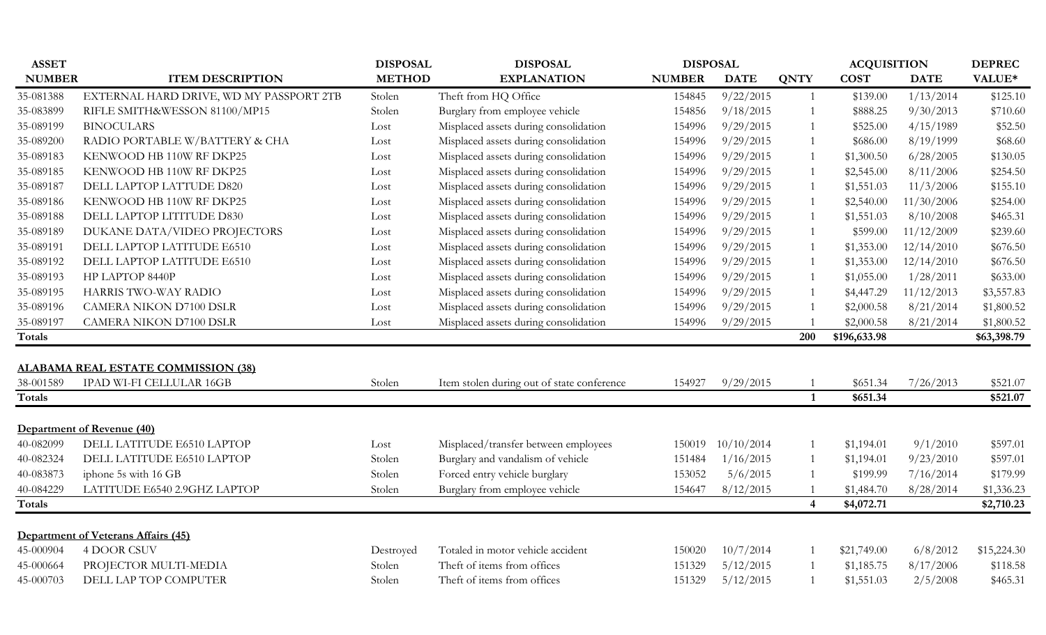| ASSET NUMBER | ITEM DESCRIPTION | DISPOSAL METHOD | DISPOSAL EXPLANATION | DISPOSAL NUMBER | DISPOSAL DATE | QNTY | ACQUISITION COST | ACQUISITION DATE | DEPREC VALUE* |
|---|---|---|---|---|---|---|---|---|---|
| 35-081388 | EXTERNAL HARD DRIVE, WD MY PASSPORT 2TB | Stolen | Theft from HQ Office | 154845 | 9/22/2015 | 1 | $139.00 | 1/13/2014 | $125.10 |
| 35-083899 | RIFLE SMITH&WESSON 81100/MP15 | Stolen | Burglary from employee vehicle | 154856 | 9/18/2015 | 1 | $888.25 | 9/30/2013 | $710.60 |
| 35-089199 | BINOCULARS | Lost | Misplaced assets during consolidation | 154996 | 9/29/2015 | 1 | $525.00 | 4/15/1989 | $52.50 |
| 35-089200 | RADIO PORTABLE W/BATTERY & CHA | Lost | Misplaced assets during consolidation | 154996 | 9/29/2015 | 1 | $686.00 | 8/19/1999 | $68.60 |
| 35-089183 | KENWOOD HB 110W RF DKP25 | Lost | Misplaced assets during consolidation | 154996 | 9/29/2015 | 1 | $1,300.50 | 6/28/2005 | $130.05 |
| 35-089185 | KENWOOD HB 110W RF DKP25 | Lost | Misplaced assets during consolidation | 154996 | 9/29/2015 | 1 | $2,545.00 | 8/11/2006 | $254.50 |
| 35-089187 | DELL LAPTOP LATTUDE D820 | Lost | Misplaced assets during consolidation | 154996 | 9/29/2015 | 1 | $1,551.03 | 11/3/2006 | $155.10 |
| 35-089186 | KENWOOD HB 110W RF DKP25 | Lost | Misplaced assets during consolidation | 154996 | 9/29/2015 | 1 | $2,540.00 | 11/30/2006 | $254.00 |
| 35-089188 | DELL LAPTOP LITITUDE D830 | Lost | Misplaced assets during consolidation | 154996 | 9/29/2015 | 1 | $1,551.03 | 8/10/2008 | $465.31 |
| 35-089189 | DUKANE DATA/VIDEO PROJECTORS | Lost | Misplaced assets during consolidation | 154996 | 9/29/2015 | 1 | $599.00 | 11/12/2009 | $239.60 |
| 35-089191 | DELL LAPTOP LATITUDE E6510 | Lost | Misplaced assets during consolidation | 154996 | 9/29/2015 | 1 | $1,353.00 | 12/14/2010 | $676.50 |
| 35-089192 | DELL LAPTOP LATITUDE E6510 | Lost | Misplaced assets during consolidation | 154996 | 9/29/2015 | 1 | $1,353.00 | 12/14/2010 | $676.50 |
| 35-089193 | HP LAPTOP 8440P | Lost | Misplaced assets during consolidation | 154996 | 9/29/2015 | 1 | $1,055.00 | 1/28/2011 | $633.00 |
| 35-089195 | HARRIS TWO-WAY RADIO | Lost | Misplaced assets during consolidation | 154996 | 9/29/2015 | 1 | $4,447.29 | 11/12/2013 | $3,557.83 |
| 35-089196 | CAMERA NIKON D7100 DSLR | Lost | Misplaced assets during consolidation | 154996 | 9/29/2015 | 1 | $2,000.58 | 8/21/2014 | $1,800.52 |
| 35-089197 | CAMERA NIKON D7100 DSLR | Lost | Misplaced assets during consolidation | 154996 | 9/29/2015 | 1 | $2,000.58 | 8/21/2014 | $1,800.52 |
| **Totals** | | | | | | **200** | **$196,633.98** | | **$63,398.79** |

**ALABAMA REAL ESTATE COMMISSION (38)**

| ASSET NUMBER | ITEM DESCRIPTION | DISPOSAL METHOD | DISPOSAL EXPLANATION | DISPOSAL NUMBER | DISPOSAL DATE | QNTY | ACQUISITION COST | ACQUISITION DATE | DEPREC VALUE* |
|---|---|---|---|---|---|---|---|---|---|
| 38-001589 | IPAD WI-FI CELLULAR 16GB | Stolen | Item stolen during out of state conference | 154927 | 9/29/2015 | 1 | $651.34 | 7/26/2013 | $521.07 |
| **Totals** | | | | | | **1** | **$651.34** | | **$521.07** |

**Department of Revenue (40)**

| ASSET NUMBER | ITEM DESCRIPTION | DISPOSAL METHOD | DISPOSAL EXPLANATION | DISPOSAL NUMBER | DISPOSAL DATE | QNTY | ACQUISITION COST | ACQUISITION DATE | DEPREC VALUE* |
|---|---|---|---|---|---|---|---|---|---|
| 40-082099 | DELL LATITUDE E6510 LAPTOP | Lost | Misplaced/transfer between employees | 150019 | 10/10/2014 | 1 | $1,194.01 | 9/1/2010 | $597.01 |
| 40-082324 | DELL LATITUDE E6510 LAPTOP | Stolen | Burglary and vandalism of vehicle | 151484 | 1/16/2015 | 1 | $1,194.01 | 9/23/2010 | $597.01 |
| 40-083873 | iphone 5s with 16 GB | Stolen | Forced entry vehicle burglary | 153052 | 5/6/2015 | 1 | $199.99 | 7/16/2014 | $179.99 |
| 40-084229 | LATITUDE E6540 2.9GHZ LAPTOP | Stolen | Burglary from employee vehicle | 154647 | 8/12/2015 | 1 | $1,484.70 | 8/28/2014 | $1,336.23 |
| **Totals** | | | | | | **4** | **$4,072.71** | | **$2,710.23** |

**Department of Veterans Affairs (45)**

| ASSET NUMBER | ITEM DESCRIPTION | DISPOSAL METHOD | DISPOSAL EXPLANATION | DISPOSAL NUMBER | DISPOSAL DATE | QNTY | ACQUISITION COST | ACQUISITION DATE | DEPREC VALUE* |
|---|---|---|---|---|---|---|---|---|---|
| 45-000904 | 4 DOOR CSUV | Destroyed | Totaled in motor vehicle accident | 150020 | 10/7/2014 | 1 | $21,749.00 | 6/8/2012 | $15,224.30 |
| 45-000664 | PROJECTOR MULTI-MEDIA | Stolen | Theft of items from offices | 151329 | 5/12/2015 | 1 | $1,185.75 | 8/17/2006 | $118.58 |
| 45-000703 | DELL LAP TOP COMPUTER | Stolen | Theft of items from offices | 151329 | 5/12/2015 | 1 | $1,551.03 | 2/5/2008 | $465.31 |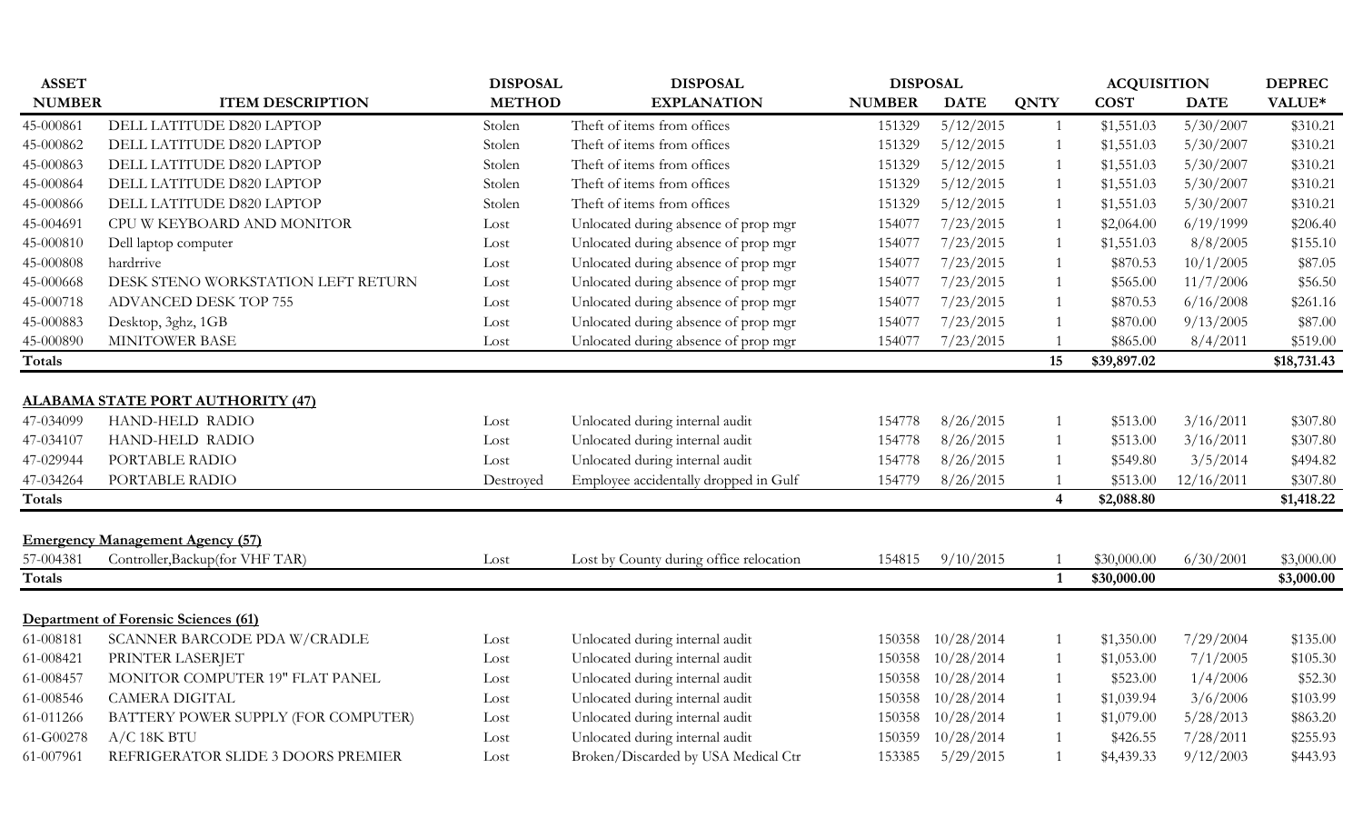| ASSET NUMBER | ITEM DESCRIPTION | DISPOSAL METHOD | DISPOSAL EXPLANATION | DISPOSAL NUMBER | DISPOSAL DATE | QNTY | ACQUISITION COST | ACQUISITION DATE | DEPREC VALUE* |
|---|---|---|---|---|---|---|---|---|---|
| 45-000861 | DELL LATITUDE D820 LAPTOP | Stolen | Theft of items from offices | 151329 | 5/12/2015 | 1 | $1,551.03 | 5/30/2007 | $310.21 |
| 45-000862 | DELL LATITUDE D820 LAPTOP | Stolen | Theft of items from offices | 151329 | 5/12/2015 | 1 | $1,551.03 | 5/30/2007 | $310.21 |
| 45-000863 | DELL LATITUDE D820 LAPTOP | Stolen | Theft of items from offices | 151329 | 5/12/2015 | 1 | $1,551.03 | 5/30/2007 | $310.21 |
| 45-000864 | DELL LATITUDE D820 LAPTOP | Stolen | Theft of items from offices | 151329 | 5/12/2015 | 1 | $1,551.03 | 5/30/2007 | $310.21 |
| 45-000866 | DELL LATITUDE D820 LAPTOP | Stolen | Theft of items from offices | 151329 | 5/12/2015 | 1 | $1,551.03 | 5/30/2007 | $310.21 |
| 45-004691 | CPU W KEYBOARD AND MONITOR | Lost | Unlocated during absence of prop mgr | 154077 | 7/23/2015 | 1 | $2,064.00 | 6/19/1999 | $206.40 |
| 45-000810 | Dell laptop computer | Lost | Unlocated during absence of prop mgr | 154077 | 7/23/2015 | 1 | $1,551.03 | 8/8/2005 | $155.10 |
| 45-000808 | hardrrive | Lost | Unlocated during absence of prop mgr | 154077 | 7/23/2015 | 1 | $870.53 | 10/1/2005 | $87.05 |
| 45-000668 | DESK STENO WORKSTATION LEFT RETURN | Lost | Unlocated during absence of prop mgr | 154077 | 7/23/2015 | 1 | $565.00 | 11/7/2006 | $56.50 |
| 45-000718 | ADVANCED DESK TOP 755 | Lost | Unlocated during absence of prop mgr | 154077 | 7/23/2015 | 1 | $870.53 | 6/16/2008 | $261.16 |
| 45-000883 | Desktop, 3ghz, 1GB | Lost | Unlocated during absence of prop mgr | 154077 | 7/23/2015 | 1 | $870.00 | 9/13/2005 | $87.00 |
| 45-000890 | MINITOWER BASE | Lost | Unlocated during absence of prop mgr | 154077 | 7/23/2015 | 1 | $865.00 | 8/4/2011 | $519.00 |
| **Totals** | | | | | | **15** | **$39,897.02** | | **$18,731.43** |
| | **ALABAMA STATE PORT AUTHORITY (47)** | | | | | | | | |
| 47-034099 | HAND-HELD RADIO | Lost | Unlocated during internal audit | 154778 | 8/26/2015 | 1 | $513.00 | 3/16/2011 | $307.80 |
| 47-034107 | HAND-HELD RADIO | Lost | Unlocated during internal audit | 154778 | 8/26/2015 | 1 | $513.00 | 3/16/2011 | $307.80 |
| 47-029944 | PORTABLE RADIO | Lost | Unlocated during internal audit | 154778 | 8/26/2015 | 1 | $549.80 | 3/5/2014 | $494.82 |
| 47-034264 | PORTABLE RADIO | Destroyed | Employee accidentally dropped in Gulf | 154779 | 8/26/2015 | 1 | $513.00 | 12/16/2011 | $307.80 |
| **Totals** | | | | | | **4** | **$2,088.80** | | **$1,418.22** |
| | **Emergency Management Agency (57)** | | | | | | | | |
| 57-004381 | Controller,Backup(for VHF TAR) | Lost | Lost by County during office relocation | 154815 | 9/10/2015 | 1 | $30,000.00 | 6/30/2001 | $3,000.00 |
| **Totals** | | | | | | **1** | **$30,000.00** | | **$3,000.00** |
| | **Department of Forensic Sciences (61)** | | | | | | | | |
| 61-008181 | SCANNER BARCODE PDA W/CRADLE | Lost | Unlocated during internal audit | 150358 | 10/28/2014 | 1 | $1,350.00 | 7/29/2004 | $135.00 |
| 61-008421 | PRINTER LASERJET | Lost | Unlocated during internal audit | 150358 | 10/28/2014 | 1 | $1,053.00 | 7/1/2005 | $105.30 |
| 61-008457 | MONITOR COMPUTER 19" FLAT PANEL | Lost | Unlocated during internal audit | 150358 | 10/28/2014 | 1 | $523.00 | 1/4/2006 | $52.30 |
| 61-008546 | CAMERA DIGITAL | Lost | Unlocated during internal audit | 150358 | 10/28/2014 | 1 | $1,039.94 | 3/6/2006 | $103.99 |
| 61-011266 | BATTERY POWER SUPPLY (FOR COMPUTER) | Lost | Unlocated during internal audit | 150358 | 10/28/2014 | 1 | $1,079.00 | 5/28/2013 | $863.20 |
| 61-G00278 | A/C 18K BTU | Lost | Unlocated during internal audit | 150359 | 10/28/2014 | 1 | $426.55 | 7/28/2011 | $255.93 |
| 61-007961 | REFRIGERATOR SLIDE 3 DOORS PREMIER | Lost | Broken/Discarded by USA Medical Ctr | 153385 | 5/29/2015 | 1 | $4,439.33 | 9/12/2003 | $443.93 |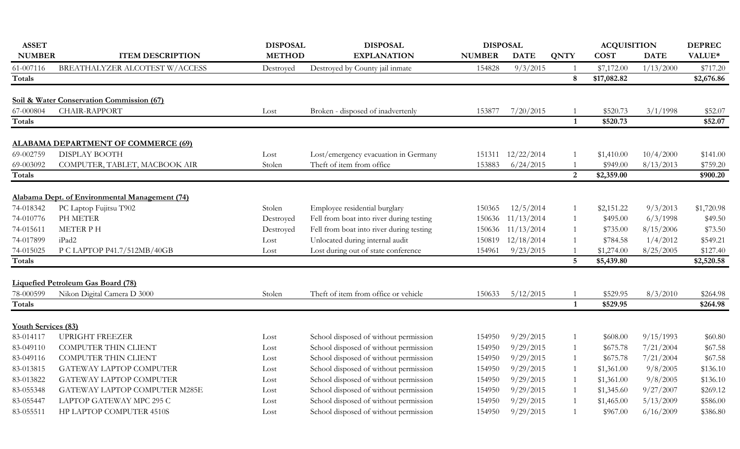| ASSET NUMBER | ITEM DESCRIPTION | DISPOSAL METHOD | DISPOSAL EXPLANATION | DISPOSAL NUMBER | DISPOSAL DATE | QNTY | ACQUISITION COST | ACQUISITION DATE | DEPREC VALUE* |
|---|---|---|---|---|---|---|---|---|---|
| 61-007116 | BREATHALYZER ALCOTEST W/ACCESS | Destroyed | Destroyed by County jail inmate | 154828 | 9/3/2015 | 1 | $7,172.00 | 1/13/2000 | $717.20 |
| **Totals** | | | | | | **8** | **$17,082.82** | | **$2,676.86** |
| **Soil & Water Conservation Commission (67)** | | | | | | | | | |
| 67-000804 | CHAIR-RAPPORT | Lost | Broken - disposed of inadvertenly | 153877 | 7/20/2015 | 1 | $520.73 | 3/1/1998 | $52.07 |
| **Totals** | | | | | | **1** | **$520.73** | | **$52.07** |
| **ALABAMA DEPARTMENT OF COMMERCE (69)** | | | | | | | | | |
| 69-002759 | DISPLAY BOOTH | Lost | Lost/emergency evacuation in Germany | 151311 | 12/22/2014 | 1 | $1,410.00 | 10/4/2000 | $141.00 |
| 69-003092 | COMPUTER, TABLET, MACBOOK AIR | Stolen | Theft of item from office | 153883 | 6/24/2015 | 1 | $949.00 | 8/13/2013 | $759.20 |
| **Totals** | | | | | | **2** | **$2,359.00** | | **$900.20** |
| **Alabama Dept. of Environmental Management (74)** | | | | | | | | | |
| 74-018342 | PC Laptop Fujitsu T902 | Stolen | Employee residential burglary | 150365 | 12/5/2014 | 1 | $2,151.22 | 9/3/2013 | $1,720.98 |
| 74-010776 | PH METER | Destroyed | Fell from boat into river during testing | 150636 | 11/13/2014 | 1 | $495.00 | 6/3/1998 | $49.50 |
| 74-015611 | METER P H | Destroyed | Fell from boat into river during testing | 150636 | 11/13/2014 | 1 | $735.00 | 8/15/2006 | $73.50 |
| 74-017899 | iPad2 | Lost | Unlocated during internal audit | 150819 | 12/18/2014 | 1 | $784.58 | 1/4/2012 | $549.21 |
| 74-015025 | P C LAPTOP P41.7/512MB/40GB | Lost | Lost during out of state conference | 154961 | 9/23/2015 | 1 | $1,274.00 | 8/25/2005 | $127.40 |
| **Totals** | | | | | | **5** | **$5,439.80** | | **$2,520.58** |
| **Liquefied Petroleum Gas Board (78)** | | | | | | | | | |
| 78-000599 | Nikon Digital Camera D 3000 | Stolen | Theft of item from office or vehicle | 150633 | 5/12/2015 | 1 | $529.95 | 8/3/2010 | $264.98 |
| **Totals** | | | | | | **1** | **$529.95** | | **$264.98** |
| **Youth Services (83)** | | | | | | | | | |
| 83-014117 | UPRIGHT FREEZER | Lost | School disposed of without permission | 154950 | 9/29/2015 | 1 | $608.00 | 9/15/1993 | $60.80 |
| 83-049110 | COMPUTER THIN CLIENT | Lost | School disposed of without permission | 154950 | 9/29/2015 | 1 | $675.78 | 7/21/2004 | $67.58 |
| 83-049116 | COMPUTER THIN CLIENT | Lost | School disposed of without permission | 154950 | 9/29/2015 | 1 | $675.78 | 7/21/2004 | $67.58 |
| 83-013815 | GATEWAY LAPTOP COMPUTER | Lost | School disposed of without permission | 154950 | 9/29/2015 | 1 | $1,361.00 | 9/8/2005 | $136.10 |
| 83-013822 | GATEWAY LAPTOP COMPUTER | Lost | School disposed of without permission | 154950 | 9/29/2015 | 1 | $1,361.00 | 9/8/2005 | $136.10 |
| 83-055348 | GATEWAY LAPTOP COMPUTER M285E | Lost | School disposed of without permission | 154950 | 9/29/2015 | 1 | $1,345.60 | 9/27/2007 | $269.12 |
| 83-055447 | LAPTOP GATEWAY MPC 295 C | Lost | School disposed of without permission | 154950 | 9/29/2015 | 1 | $1,465.00 | 5/13/2009 | $586.00 |
| 83-055511 | HP LAPTOP COMPUTER 4510S | Lost | School disposed of without permission | 154950 | 9/29/2015 | 1 | $967.00 | 6/16/2009 | $386.80 |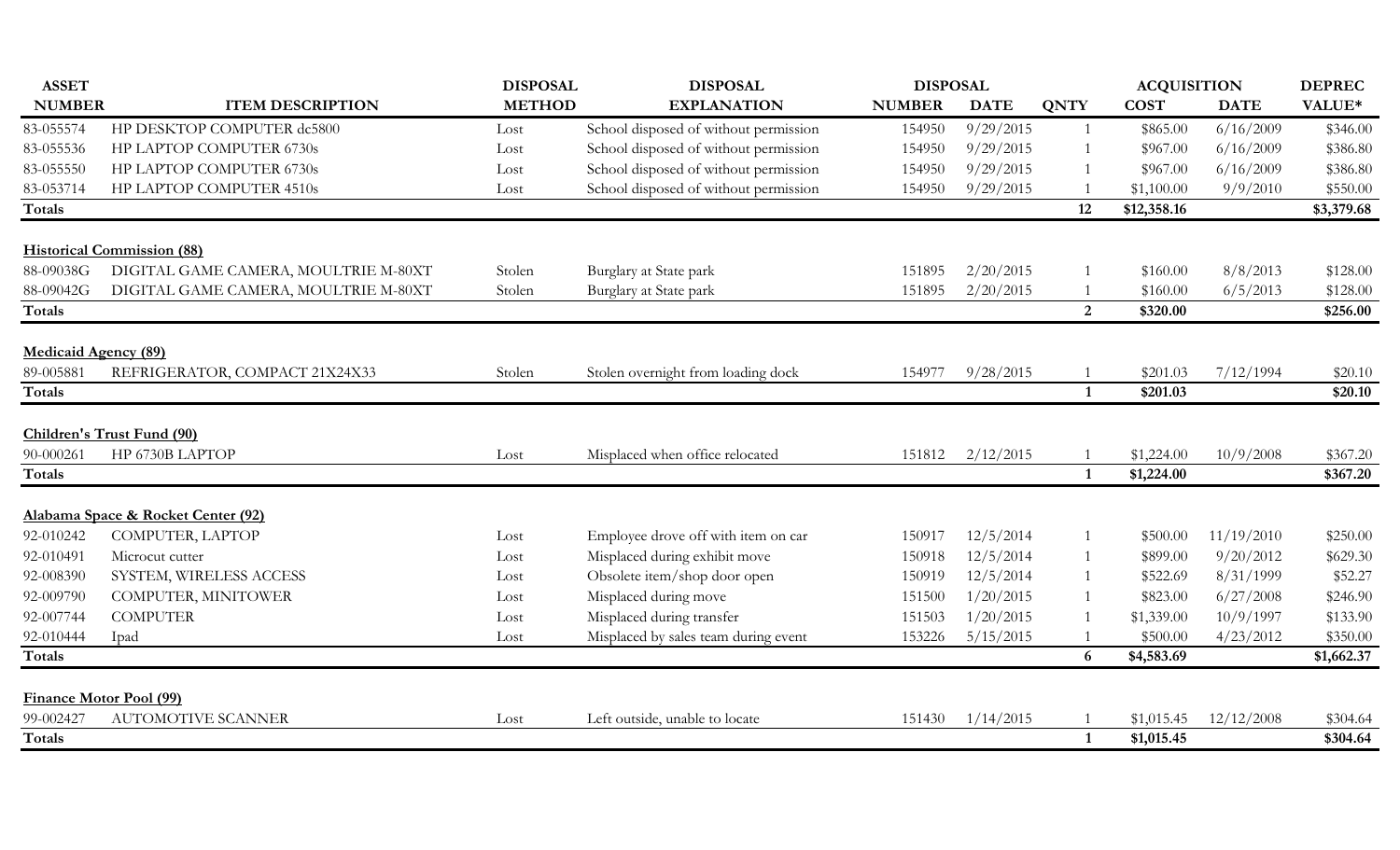| ASSET NUMBER | ITEM DESCRIPTION | DISPOSAL METHOD | DISPOSAL EXPLANATION | DISPOSAL NUMBER | DISPOSAL DATE | QNTY | ACQUISITION COST | ACQUISITION DATE | DEPREC VALUE* |
|---|---|---|---|---|---|---|---|---|---|
| 83-055574 | HP DESKTOP COMPUTER dc5800 | Lost | School disposed of without permission | 154950 | 9/29/2015 | 1 | $865.00 | 6/16/2009 | $346.00 |
| 83-055536 | HP LAPTOP COMPUTER 6730s | Lost | School disposed of without permission | 154950 | 9/29/2015 | 1 | $967.00 | 6/16/2009 | $386.80 |
| 83-055550 | HP LAPTOP COMPUTER 6730s | Lost | School disposed of without permission | 154950 | 9/29/2015 | 1 | $967.00 | 6/16/2009 | $386.80 |
| 83-053714 | HP LAPTOP COMPUTER 4510s | Lost | School disposed of without permission | 154950 | 9/29/2015 | 1 | $1,100.00 | 9/9/2010 | $550.00 |
| **Totals** | | | | | | **12** | **$12,358.16** | | **$3,379.68** |
| **Historical Commission (88)** | | | | | | | | | |
| 88-09038G | DIGITAL GAME CAMERA, MOULTRIE M-80XT | Stolen | Burglary at State park | 151895 | 2/20/2015 | 1 | $160.00 | 8/8/2013 | $128.00 |
| 88-09042G | DIGITAL GAME CAMERA, MOULTRIE M-80XT | Stolen | Burglary at State park | 151895 | 2/20/2015 | 1 | $160.00 | 6/5/2013 | $128.00 |
| **Totals** | | | | | | **2** | **$320.00** | | **$256.00** |
| **Medicaid Agency (89)** | | | | | | | | | |
| 89-005881 | REFRIGERATOR, COMPACT 21X24X33 | Stolen | Stolen overnight from loading dock | 154977 | 9/28/2015 | 1 | $201.03 | 7/12/1994 | $20.10 |
| **Totals** | | | | | | **1** | **$201.03** | | **$20.10** |
| **Children's Trust Fund (90)** | | | | | | | | | |
| 90-000261 | HP 6730B LAPTOP | Lost | Misplaced when office relocated | 151812 | 2/12/2015 | 1 | $1,224.00 | 10/9/2008 | $367.20 |
| **Totals** | | | | | | **1** | **$1,224.00** | | **$367.20** |
| **Alabama Space & Rocket Center (92)** | | | | | | | | | |
| 92-010242 | COMPUTER, LAPTOP | Lost | Employee drove off with item on car | 150917 | 12/5/2014 | 1 | $500.00 | 11/19/2010 | $250.00 |
| 92-010491 | Microcut cutter | Lost | Misplaced during exhibit move | 150918 | 12/5/2014 | 1 | $899.00 | 9/20/2012 | $629.30 |
| 92-008390 | SYSTEM, WIRELESS ACCESS | Lost | Obsolete item/shop door open | 150919 | 12/5/2014 | 1 | $522.69 | 8/31/1999 | $52.27 |
| 92-009790 | COMPUTER, MINITOWER | Lost | Misplaced during move | 151500 | 1/20/2015 | 1 | $823.00 | 6/27/2008 | $246.90 |
| 92-007744 | COMPUTER | Lost | Misplaced during transfer | 151503 | 1/20/2015 | 1 | $1,339.00 | 10/9/1997 | $133.90 |
| 92-010444 | Ipad | Lost | Misplaced by sales team during event | 153226 | 5/15/2015 | 1 | $500.00 | 4/23/2012 | $350.00 |
| **Totals** | | | | | | **6** | **$4,583.69** | | **$1,662.37** |
| **Finance Motor Pool (99)** | | | | | | | | | |
| 99-002427 | AUTOMOTIVE SCANNER | Lost | Left outside, unable to locate | 151430 | 1/14/2015 | 1 | $1,015.45 | 12/12/2008 | $304.64 |
| **Totals** | | | | | | **1** | **$1,015.45** | | **$304.64** |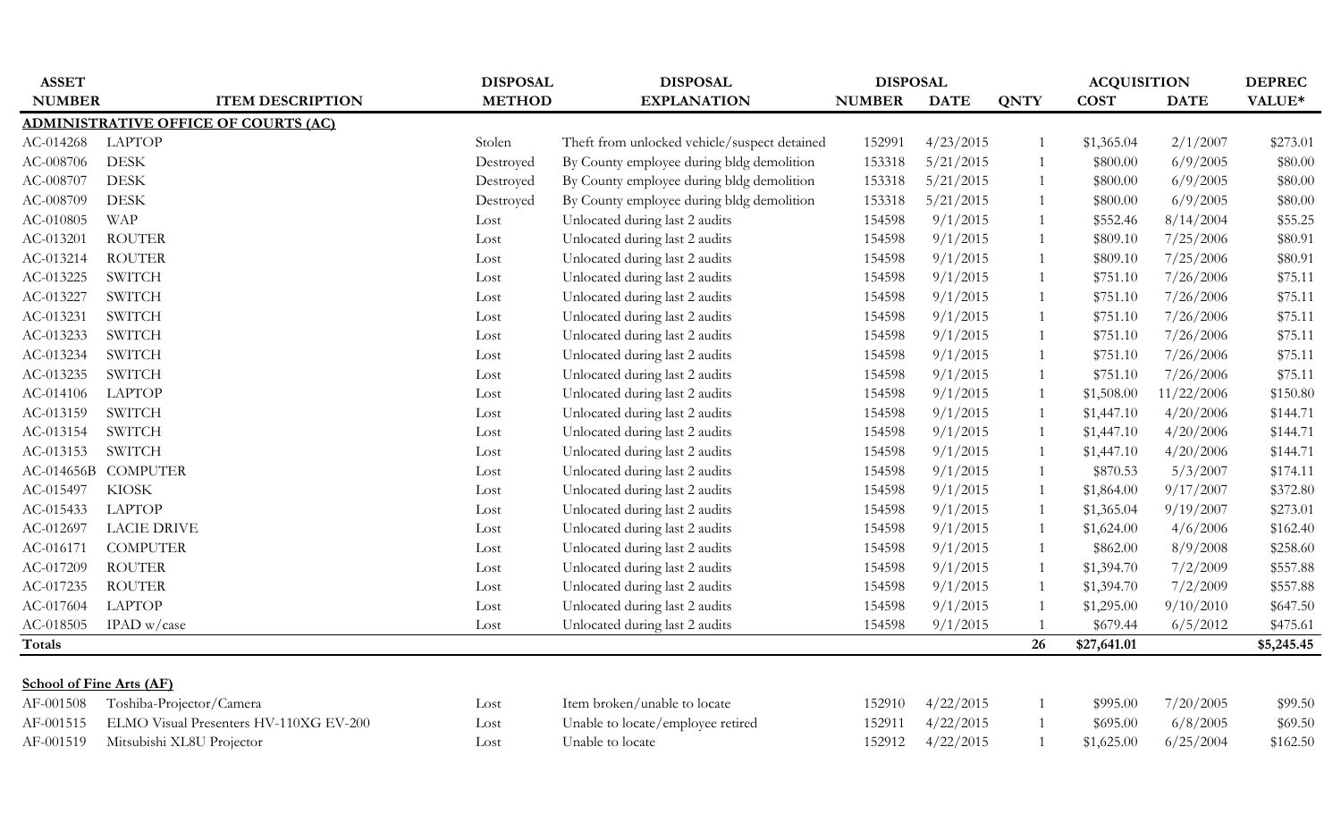| ASSET NUMBER | ITEM DESCRIPTION | DISPOSAL METHOD | DISPOSAL EXPLANATION | DISPOSAL NUMBER | DISPOSAL DATE | QNTY | ACQUISITION COST | ACQUISITION DATE | DEPREC VALUE* |
|---|---|---|---|---|---|---|---|---|---|
| **ADMINISTRATIVE OFFICE OF COURTS (AC)** | | | | | | | | | |
| AC-014268 | LAPTOP | Stolen | Theft from unlocked vehicle/suspect detained | 152991 | 4/23/2015 | 1 | $1,365.04 | 2/1/2007 | $273.01 |
| AC-008706 | DESK | Destroyed | By County employee during bldg demolition | 153318 | 5/21/2015 | 1 | $800.00 | 6/9/2005 | $80.00 |
| AC-008707 | DESK | Destroyed | By County employee during bldg demolition | 153318 | 5/21/2015 | 1 | $800.00 | 6/9/2005 | $80.00 |
| AC-008709 | DESK | Destroyed | By County employee during bldg demolition | 153318 | 5/21/2015 | 1 | $800.00 | 6/9/2005 | $80.00 |
| AC-010805 | WAP | Lost | Unlocated during last 2 audits | 154598 | 9/1/2015 | 1 | $552.46 | 8/14/2004 | $55.25 |
| AC-013201 | ROUTER | Lost | Unlocated during last 2 audits | 154598 | 9/1/2015 | 1 | $809.10 | 7/25/2006 | $80.91 |
| AC-013214 | ROUTER | Lost | Unlocated during last 2 audits | 154598 | 9/1/2015 | 1 | $809.10 | 7/25/2006 | $80.91 |
| AC-013225 | SWITCH | Lost | Unlocated during last 2 audits | 154598 | 9/1/2015 | 1 | $751.10 | 7/26/2006 | $75.11 |
| AC-013227 | SWITCH | Lost | Unlocated during last 2 audits | 154598 | 9/1/2015 | 1 | $751.10 | 7/26/2006 | $75.11 |
| AC-013231 | SWITCH | Lost | Unlocated during last 2 audits | 154598 | 9/1/2015 | 1 | $751.10 | 7/26/2006 | $75.11 |
| AC-013233 | SWITCH | Lost | Unlocated during last 2 audits | 154598 | 9/1/2015 | 1 | $751.10 | 7/26/2006 | $75.11 |
| AC-013234 | SWITCH | Lost | Unlocated during last 2 audits | 154598 | 9/1/2015 | 1 | $751.10 | 7/26/2006 | $75.11 |
| AC-013235 | SWITCH | Lost | Unlocated during last 2 audits | 154598 | 9/1/2015 | 1 | $751.10 | 7/26/2006 | $75.11 |
| AC-014106 | LAPTOP | Lost | Unlocated during last 2 audits | 154598 | 9/1/2015 | 1 | $1,508.00 | 11/22/2006 | $150.80 |
| AC-013159 | SWITCH | Lost | Unlocated during last 2 audits | 154598 | 9/1/2015 | 1 | $1,447.10 | 4/20/2006 | $144.71 |
| AC-013154 | SWITCH | Lost | Unlocated during last 2 audits | 154598 | 9/1/2015 | 1 | $1,447.10 | 4/20/2006 | $144.71 |
| AC-013153 | SWITCH | Lost | Unlocated during last 2 audits | 154598 | 9/1/2015 | 1 | $1,447.10 | 4/20/2006 | $144.71 |
| AC-014656B | COMPUTER | Lost | Unlocated during last 2 audits | 154598 | 9/1/2015 | 1 | $870.53 | 5/3/2007 | $174.11 |
| AC-015497 | KIOSK | Lost | Unlocated during last 2 audits | 154598 | 9/1/2015 | 1 | $1,864.00 | 9/17/2007 | $372.80 |
| AC-015433 | LAPTOP | Lost | Unlocated during last 2 audits | 154598 | 9/1/2015 | 1 | $1,365.04 | 9/19/2007 | $273.01 |
| AC-012697 | LACIE DRIVE | Lost | Unlocated during last 2 audits | 154598 | 9/1/2015 | 1 | $1,624.00 | 4/6/2006 | $162.40 |
| AC-016171 | COMPUTER | Lost | Unlocated during last 2 audits | 154598 | 9/1/2015 | 1 | $862.00 | 8/9/2008 | $258.60 |
| AC-017209 | ROUTER | Lost | Unlocated during last 2 audits | 154598 | 9/1/2015 | 1 | $1,394.70 | 7/2/2009 | $557.88 |
| AC-017235 | ROUTER | Lost | Unlocated during last 2 audits | 154598 | 9/1/2015 | 1 | $1,394.70 | 7/2/2009 | $557.88 |
| AC-017604 | LAPTOP | Lost | Unlocated during last 2 audits | 154598 | 9/1/2015 | 1 | $1,295.00 | 9/10/2010 | $647.50 |
| AC-018505 | IPAD w/case | Lost | Unlocated during last 2 audits | 154598 | 9/1/2015 | 1 | $679.44 | 6/5/2012 | $475.61 |
| **Totals** | | | | | | **26** | **$27,641.01** | | **$5,245.45** |
| **School of Fine Arts (AF)** | | | | | | | | | |
| AF-001508 | Toshiba-Projector/Camera | Lost | Item broken/unable to locate | 152910 | 4/22/2015 | 1 | $995.00 | 7/20/2005 | $99.50 |
| AF-001515 | ELMO Visual Presenters HV-110XG EV-200 | Lost | Unable to locate/employee retired | 152911 | 4/22/2015 | 1 | $695.00 | 6/8/2005 | $69.50 |
| AF-001519 | Mitsubishi XL8U Projector | Lost | Unable to locate | 152912 | 4/22/2015 | 1 | $1,625.00 | 6/25/2004 | $162.50 |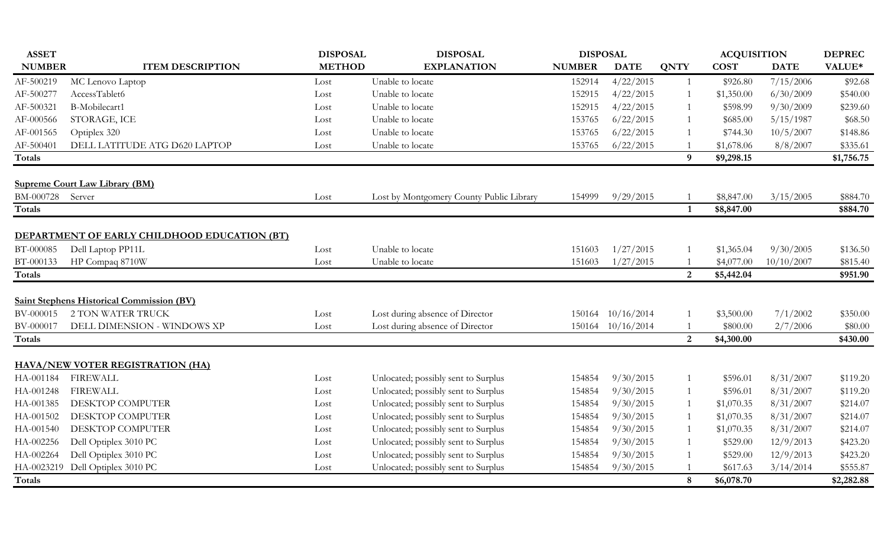| ASSET NUMBER | ITEM DESCRIPTION | DISPOSAL METHOD | DISPOSAL EXPLANATION | DISPOSAL NUMBER | DISPOSAL DATE | QNTY | ACQUISITION COST | ACQUISITION DATE | DEPREC VALUE* |
|---|---|---|---|---|---|---|---|---|---|
| AF-500219 | MC Lenovo Laptop | Lost | Unable to locate | 152914 | 4/22/2015 | 1 | $926.80 | 7/15/2006 | $92.68 |
| AF-500277 | AccessTablet6 | Lost | Unable to locate | 152915 | 4/22/2015 | 1 | $1,350.00 | 6/30/2009 | $540.00 |
| AF-500321 | B-Mobilecart1 | Lost | Unable to locate | 152915 | 4/22/2015 | 1 | $598.99 | 9/30/2009 | $239.60 |
| AF-000566 | STORAGE, ICE | Lost | Unable to locate | 153765 | 6/22/2015 | 1 | $685.00 | 5/15/1987 | $68.50 |
| AF-001565 | Optiplex 320 | Lost | Unable to locate | 153765 | 6/22/2015 | 1 | $744.30 | 10/5/2007 | $148.86 |
| AF-500401 | DELL LATITUDE ATG D620 LAPTOP | Lost | Unable to locate | 153765 | 6/22/2015 | 1 | $1,678.06 | 8/8/2007 | $335.61 |
| **Totals** | | | | | | **9** | **$9,298.15** | | **$1,756.75** |
| | | | | | | | | | |
| **Supreme Court Law Library (BM)** | | | | | | | | | |
| BM-000728 | Server | Lost | Lost by Montgomery County Public Library | 154999 | 9/29/2015 | 1 | $8,847.00 | 3/15/2005 | $884.70 |
| **Totals** | | | | | | **1** | **$8,847.00** | | **$884.70** |
| | | | | | | | | | |
| **DEPARTMENT OF EARLY CHILDHOOD EDUCATION (BT)** | | | | | | | | | |
| BT-000085 | Dell Laptop PP11L | Lost | Unable to locate | 151603 | 1/27/2015 | 1 | $1,365.04 | 9/30/2005 | $136.50 |
| BT-000133 | HP Compaq 8710W | Lost | Unable to locate | 151603 | 1/27/2015 | 1 | $4,077.00 | 10/10/2007 | $815.40 |
| **Totals** | | | | | | **2** | **$5,442.04** | | **$951.90** |
| | | | | | | | | | |
| **Saint Stephens Historical Commission (BV)** | | | | | | | | | |
| BV-000015 | 2 TON WATER TRUCK | Lost | Lost during absence of Director | 150164 | 10/16/2014 | 1 | $3,500.00 | 7/1/2002 | $350.00 |
| BV-000017 | DELL DIMENSION - WINDOWS XP | Lost | Lost during absence of Director | 150164 | 10/16/2014 | 1 | $800.00 | 2/7/2006 | $80.00 |
| **Totals** | | | | | | **2** | **$4,300.00** | | **$430.00** |
| | | | | | | | | | |
| **HAVA/NEW VOTER REGISTRATION (HA)** | | | | | | | | | |
| HA-001184 | FIREWALL | Lost | Unlocated; possibly sent to Surplus | 154854 | 9/30/2015 | 1 | $596.01 | 8/31/2007 | $119.20 |
| HA-001248 | FIREWALL | Lost | Unlocated; possibly sent to Surplus | 154854 | 9/30/2015 | 1 | $596.01 | 8/31/2007 | $119.20 |
| HA-001385 | DESKTOP COMPUTER | Lost | Unlocated; possibly sent to Surplus | 154854 | 9/30/2015 | 1 | $1,070.35 | 8/31/2007 | $214.07 |
| HA-001502 | DESKTOP COMPUTER | Lost | Unlocated; possibly sent to Surplus | 154854 | 9/30/2015 | 1 | $1,070.35 | 8/31/2007 | $214.07 |
| HA-001540 | DESKTOP COMPUTER | Lost | Unlocated; possibly sent to Surplus | 154854 | 9/30/2015 | 1 | $1,070.35 | 8/31/2007 | $214.07 |
| HA-002256 | Dell Optiplex 3010 PC | Lost | Unlocated; possibly sent to Surplus | 154854 | 9/30/2015 | 1 | $529.00 | 12/9/2013 | $423.20 |
| HA-002264 | Dell Optiplex 3010 PC | Lost | Unlocated; possibly sent to Surplus | 154854 | 9/30/2015 | 1 | $529.00 | 12/9/2013 | $423.20 |
| HA-0023219 | Dell Optiplex 3010 PC | Lost | Unlocated; possibly sent to Surplus | 154854 | 9/30/2015 | 1 | $617.63 | 3/14/2014 | $555.87 |
| **Totals** | | | | | | **8** | **$6,078.70** | | **$2,282.88** |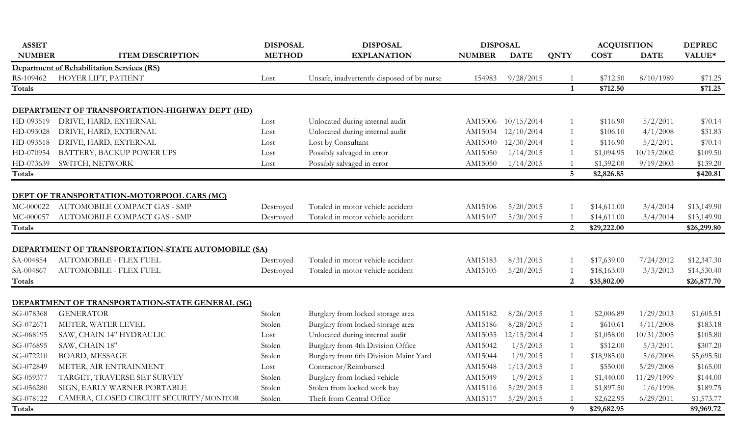| ASSET NUMBER | ITEM DESCRIPTION | DISPOSAL METHOD | DISPOSAL EXPLANATION | DISPOSAL NUMBER | DISPOSAL DATE | QNTY | ACQUISITION COST | ACQUISITION DATE | DEPREC VALUE* |
|---|---|---|---|---|---|---|---|---|---|
| **Department of Rehabilitation Services (RS)** | | | | | | | | | |
| RS-109462 | HOYER LIFT, PATIENT | Lost | Unsafe, inadvertently disposed of by nurse | 154983 | 9/28/2015 | 1 | $712.50 | 8/10/1989 | $71.25 |
| **Totals** | | | | | | **1** | **$712.50** | | **$71.25** |
| **DEPARTMENT OF TRANSPORTATION-HIGHWAY DEPT (HD)** | | | | | | | | | |
| HD-093519 | DRIVE, HARD, EXTERNAL | Lost | Unlocated during internal audit | AM15006 | 10/15/2014 | 1 | $116.90 | 5/2/2011 | $70.14 |
| HD-093028 | DRIVE, HARD, EXTERNAL | Lost | Unlocated during internal audit | AM15034 | 12/10/2014 | 1 | $106.10 | 4/1/2008 | $31.83 |
| HD-093518 | DRIVE, HARD, EXTERNAL | Lost | Lost by Consultant | AM15040 | 12/30/2014 | 1 | $116.90 | 5/2/2011 | $70.14 |
| HD-070954 | BATTERY, BACKUP POWER UPS | Lost | Possibly salvaged in error | AM15050 | 1/14/2015 | 1 | $1,094.95 | 10/15/2002 | $109.50 |
| HD-073639 | SWITCH, NETWORK | Lost | Possibly salvaged in error | AM15050 | 1/14/2015 | 1 | $1,392.00 | 9/19/2003 | $139.20 |
| **Totals** | | | | | | **5** | **$2,826.85** | | **$420.81** |
| **DEPT OF TRANSPORTATION-MOTORPOOL CARS (MC)** | | | | | | | | | |
| MC-000022 | AUTOMOBILE COMPACT GAS - SMP | Destroyed | Totaled in motor vehicle accident | AM15106 | 5/20/2015 | 1 | $14,611.00 | 3/4/2014 | $13,149.90 |
| MC-000057 | AUTOMOBILE COMPACT GAS - SMP | Destroyed | Totaled in motor vehicle accident | AM15107 | 5/20/2015 | 1 | $14,611.00 | 3/4/2014 | $13,149.90 |
| **Totals** | | | | | | **2** | **$29,222.00** | | **$26,299.80** |
| **DEPARTMENT OF TRANSPORTATION-STATE AUTOMOBILE (SA)** | | | | | | | | | |
| SA-004854 | AUTOMOBILE - FLEX FUEL | Destroyed | Totaled in motor vehicle accident | AM15183 | 8/31/2015 | 1 | $17,639.00 | 7/24/2012 | $12,347.30 |
| SA-004867 | AUTOMOBILE - FLEX FUEL | Destroyed | Totaled in motor vehicle accident | AM15105 | 5/20/2015 | 1 | $18,163.00 | 3/3/2013 | $14,530.40 |
| **Totals** | | | | | | **2** | **$35,802.00** | | **$26,877.70** |
| **DEPARTMENT OF TRANSPORTATION-STATE GENERAL (SG)** | | | | | | | | | |
| SG-078368 | GENERATOR | Stolen | Burglary from locked storage area | AM15182 | 8/26/2015 | 1 | $2,006.89 | 1/29/2013 | $1,605.51 |
| SG-072671 | METER, WATER LEVEL | Stolen | Burglary from locked storage area | AM15186 | 8/28/2015 | 1 | $610.61 | 4/11/2008 | $183.18 |
| SG-068195 | SAW, CHAIN 14" HYDRAULIC | Lost | Unlocated during internal audit | AM15035 | 12/15/2014 | 1 | $1,058.00 | 10/31/2005 | $105.80 |
| SG-076895 | SAW, CHAIN 18" | Stolen | Burglary from 4th Division Office | AM15042 | 1/5/2015 | 1 | $512.00 | 5/3/2011 | $307.20 |
| SG-072210 | BOARD, MESSAGE | Stolen | Burglary from 6th Division Maint Yard | AM15044 | 1/9/2015 | 1 | $18,985.00 | 5/6/2008 | $5,695.50 |
| SG-072849 | METER, AIR ENTRAINMENT | Lost | Contractor/Reimbursed | AM15048 | 1/13/2015 | 1 | $550.00 | 5/29/2008 | $165.00 |
| SG-059377 | TARGET, TRAVERSE SET SURVEY | Stolen | Burglary from locked vehicle | AM15049 | 1/9/2015 | 1 | $1,440.00 | 11/29/1999 | $144.00 |
| SG-056280 | SIGN, EARLY WARNER PORTABLE | Stolen | Stolen from locked work bay | AM15116 | 5/29/2015 | 1 | $1,897.50 | 1/6/1998 | $189.75 |
| SG-078122 | CAMERA, CLOSED CIRCUIT SECURITY/MONITOR | Stolen | Theft from Central Office | AM15117 | 5/29/2015 | 1 | $2,622.95 | 6/29/2011 | $1,573.77 |
| **Totals** | | | | | | **9** | **$29,682.95** | | **$9,969.72** |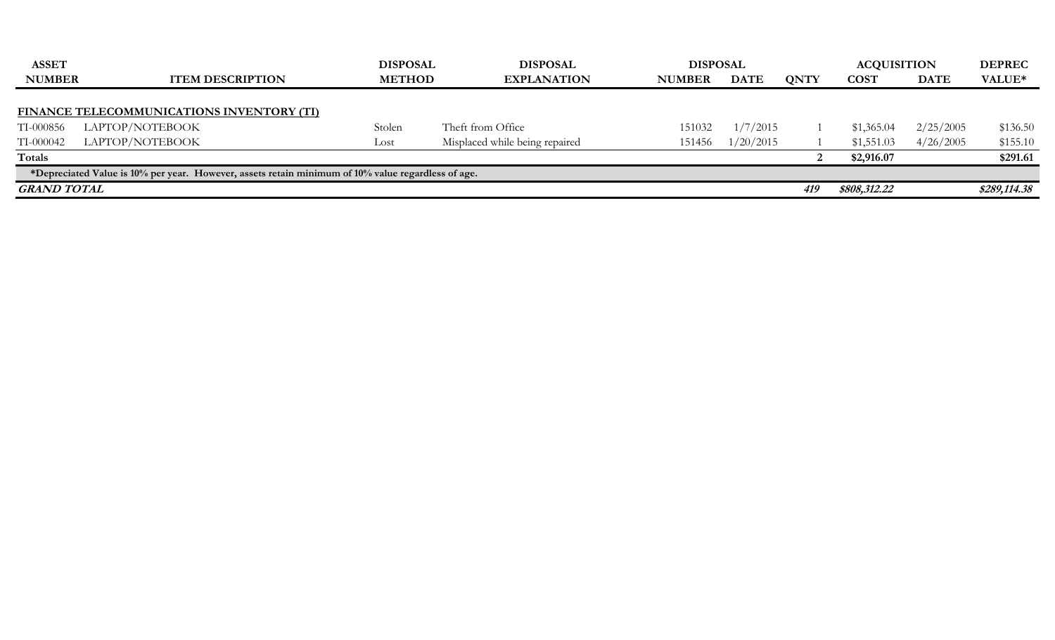| ASSET NUMBER | ITEM DESCRIPTION | DISPOSAL METHOD | DISPOSAL EXPLANATION | DISPOSAL NUMBER | DISPOSAL DATE | QNTY | ACQUISITION COST | ACQUISITION DATE | DEPREC VALUE* |
|---|---|---|---|---|---|---|---|---|---|
| **FINANCE TELECOMMUNICATIONS INVENTORY (TI)** | | | | | | | | | |
| TI-000856 | LAPTOP/NOTEBOOK | Stolen | Theft from Office | 151032 | 1/7/2015 | 1 | $1,365.04 | 2/25/2005 | $136.50 |
| TI-000042 | LAPTOP/NOTEBOOK | Lost | Misplaced while being repaired | 151456 | 1/20/2015 | 1 | $1,551.03 | 4/26/2005 | $155.10 |
| **Totals** | | | | | | **2** | **$2,916.07** | | **$291.61** |
| ***Depreciated Value is 10% per year. However, assets retain minimum of 10% value regardless of age.** | | | | | | | | | |
| ***GRAND TOTAL*** | | | | | | ***419*** | ***$808,312.22*** | | ***$289,114.38*** |